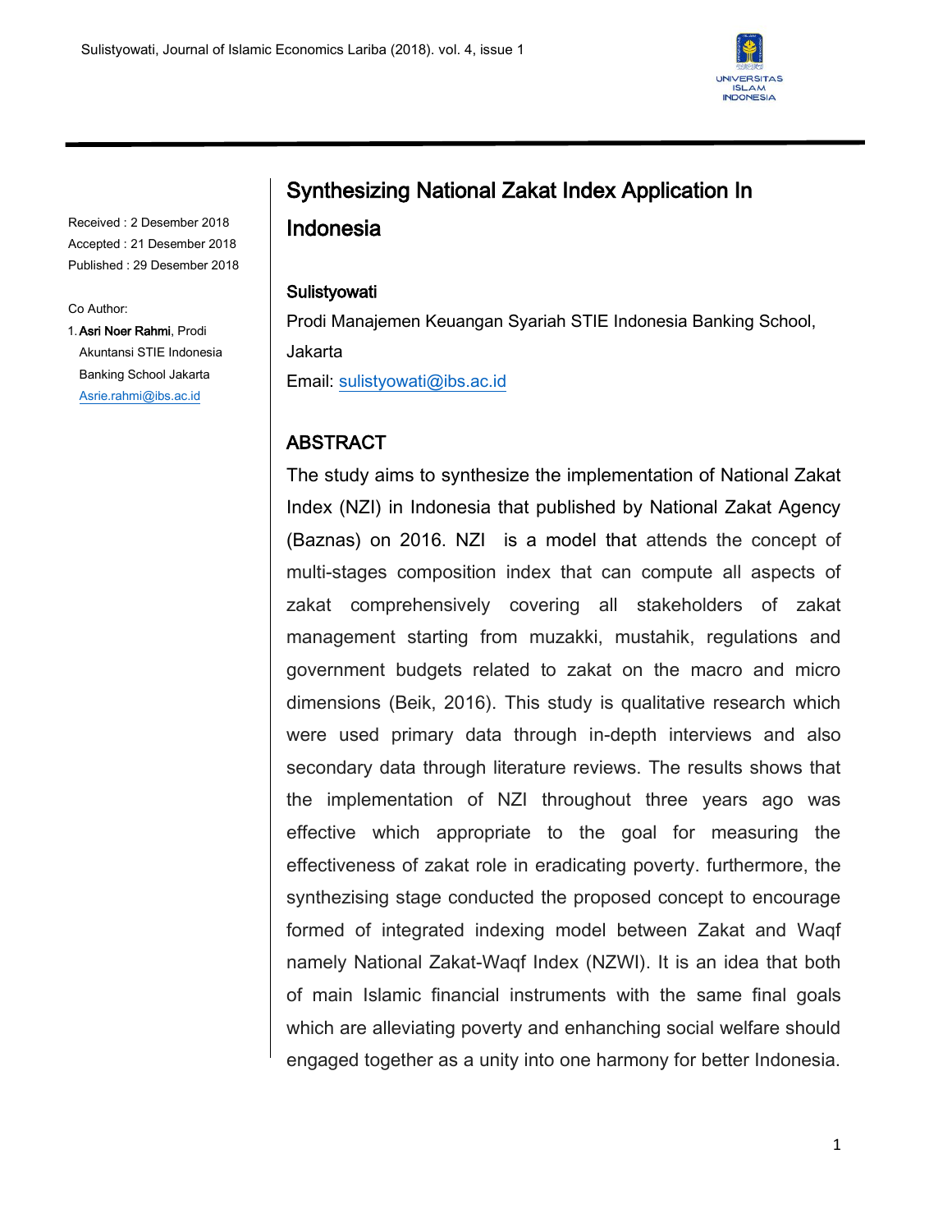# Synthesizing National Zakat Index Application In Indonesia

**Sulistyowati**

Prodi Manajemen Keuangan Syariah STIE Indonesia Banking School, Jakarta

Email: sulistyowati@ibs.ac.id

Received : 2 Desember 2018
Accepted : 21 Desember 2018
Published : 29 Desember 2018

Co Author:

1. **Asri Noer Rahmi**, Prodi Akuntansi STIE Indonesia Banking School Jakarta Asrie.rahmi@ibs.ac.id

## ABSTRACT

The study aims to synthesize the implementation of National Zakat Index (NZI) in Indonesia that published by National Zakat Agency (Baznas) on 2016. NZI is a model that attends the concept of multi-stages composition index that can compute all aspects of zakat comprehensively covering all stakeholders of zakat management starting from muzakki, mustahik, regulations and government budgets related to zakat on the macro and micro dimensions (Beik, 2016). This study is qualitative research which were used primary data through in-depth interviews and also secondary data through literature reviews. The results shows that the implementation of NZI throughout three years ago was effective which appropriate to the goal for measuring the effectiveness of zakat role in eradicating poverty. furthermore, the synthezising stage conducted the proposed concept to encourage formed of integrated indexing model between Zakat and Waqf namely National Zakat-Waqf Index (NZWI). It is an idea that both of main Islamic financial instruments with the same final goals which are alleviating poverty and enhanching social welfare should engaged together as a unity into one harmony for better Indonesia.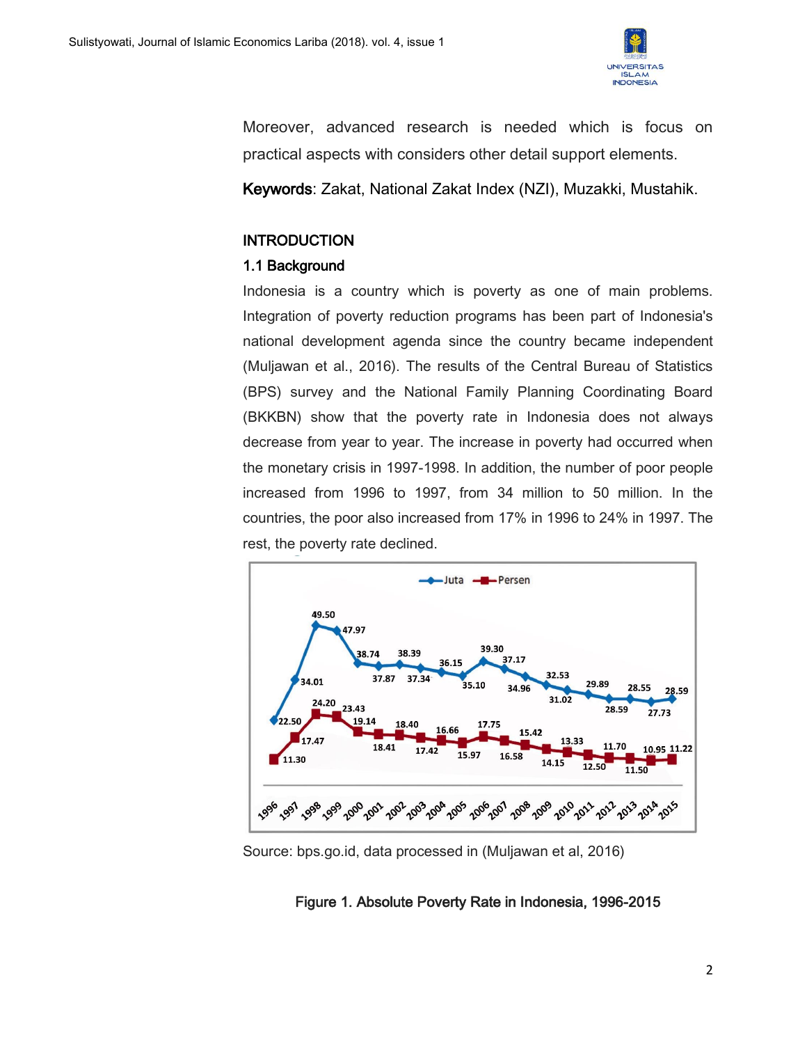Moreover, advanced research is needed which is focus on practical aspects with considers other detail support elements.

**Keywords**: Zakat, National Zakat Index (NZI), Muzakki, Mustahik.

## INTRODUCTION

### 1.1 Background

Indonesia is a country which is poverty as one of main problems. Integration of poverty reduction programs has been part of Indonesia's national development agenda since the country became independent (Muljawan et al., 2016). The results of the Central Bureau of Statistics (BPS) survey and the National Family Planning Coordinating Board (BKKBN) show that the poverty rate in Indonesia does not always decrease from year to year. The increase in poverty had occurred when the monetary crisis in 1997-1998. In addition, the number of poor people increased from 1996 to 1997, from 34 million to 50 million. In the countries, the poor also increased from 17% in 1996 to 24% in 1997. The rest, the poverty rate declined.

Source: bps.go.id, data processed in (Muljawan et al, 2016)

**Figure 1. Absolute Poverty Rate in Indonesia, 1996-2015**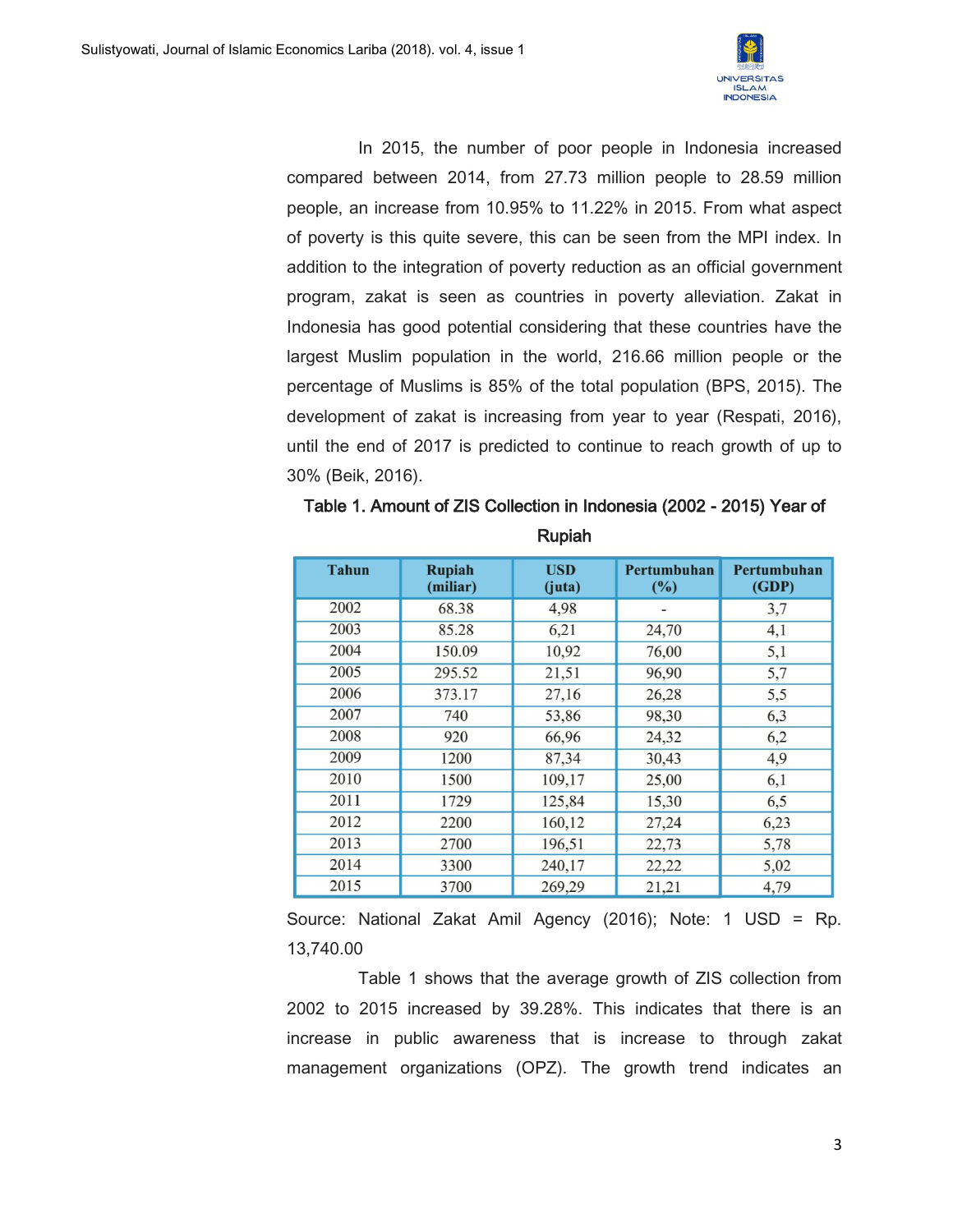In 2015, the number of poor people in Indonesia increased compared between 2014, from 27.73 million people to 28.59 million people, an increase from 10.95% to 11.22% in 2015. From what aspect of poverty is this quite severe, this can be seen from the MPI index. In addition to the integration of poverty reduction as an official government program, zakat is seen as countries in poverty alleviation. Zakat in Indonesia has good potential considering that these countries have the largest Muslim population in the world, 216.66 million people or the percentage of Muslims is 85% of the total population (BPS, 2015). The development of zakat is increasing from year to year (Respati, 2016), until the end of 2017 is predicted to continue to reach growth of up to 30% (Beik, 2016).

**Table 1. Amount of ZIS Collection in Indonesia (2002 - 2015) Year of Rupiah**

| Tahun | Rupiah (miliar) | USD (juta) | Pertumbuhan (%) | Pertumbuhan (GDP) |
|---|---|---|---|---|
| 2002 | 68.38 | 4,98 | - | 3,7 |
| 2003 | 85.28 | 6,21 | 24,70 | 4,1 |
| 2004 | 150.09 | 10,92 | 76,00 | 5,1 |
| 2005 | 295.52 | 21,51 | 96,90 | 5,7 |
| 2006 | 373.17 | 27,16 | 26,28 | 5,5 |
| 2007 | 740 | 53,86 | 98,30 | 6,3 |
| 2008 | 920 | 66,96 | 24,32 | 6,2 |
| 2009 | 1200 | 87,34 | 30,43 | 4,9 |
| 2010 | 1500 | 109,17 | 25,00 | 6,1 |
| 2011 | 1729 | 125,84 | 15,30 | 6,5 |
| 2012 | 2200 | 160,12 | 27,24 | 6,23 |
| 2013 | 2700 | 196,51 | 22,73 | 5,78 |
| 2014 | 3300 | 240,17 | 22,22 | 5,02 |
| 2015 | 3700 | 269,29 | 21,21 | 4,79 |

Source: National Zakat Amil Agency (2016); Note: 1 USD = Rp. 13,740.00

Table 1 shows that the average growth of ZIS collection from 2002 to 2015 increased by 39.28%. This indicates that there is an increase in public awareness that is increase to through zakat management organizations (OPZ). The growth trend indicates an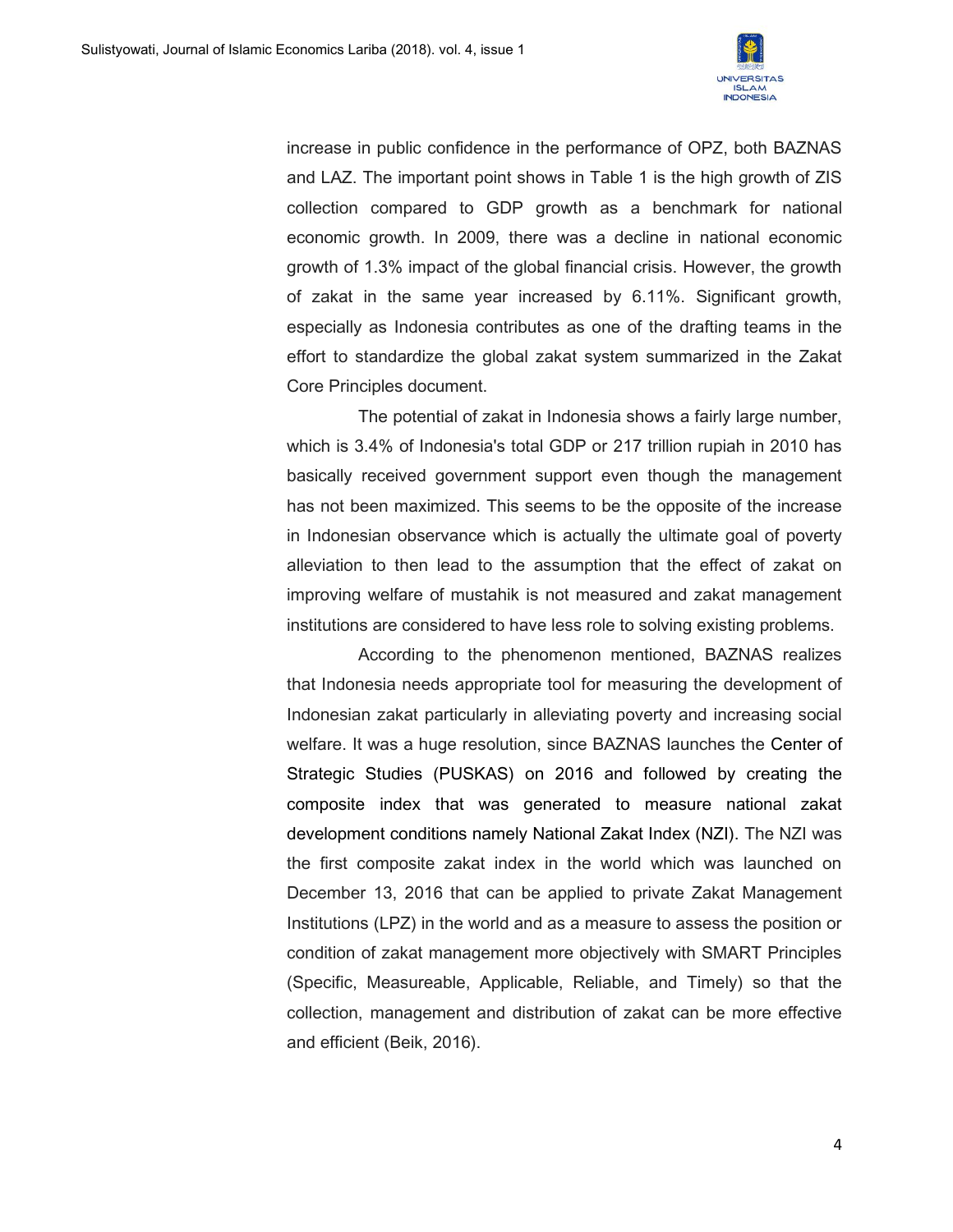increase in public confidence in the performance of OPZ, both BAZNAS and LAZ. The important point shows in Table 1 is the high growth of ZIS collection compared to GDP growth as a benchmark for national economic growth. In 2009, there was a decline in national economic growth of 1.3% impact of the global financial crisis. However, the growth of zakat in the same year increased by 6.11%. Significant growth, especially as Indonesia contributes as one of the drafting teams in the effort to standardize the global zakat system summarized in the Zakat Core Principles document.

The potential of zakat in Indonesia shows a fairly large number, which is 3.4% of Indonesia's total GDP or 217 trillion rupiah in 2010 has basically received government support even though the management has not been maximized. This seems to be the opposite of the increase in Indonesian observance which is actually the ultimate goal of poverty alleviation to then lead to the assumption that the effect of zakat on improving welfare of mustahik is not measured and zakat management institutions are considered to have less role to solving existing problems.

According to the phenomenon mentioned, BAZNAS realizes that Indonesia needs appropriate tool for measuring the development of Indonesian zakat particularly in alleviating poverty and increasing social welfare. It was a huge resolution, since BAZNAS launches the Center of Strategic Studies (PUSKAS) on 2016 and followed by creating the composite index that was generated to measure national zakat development conditions namely National Zakat Index (NZI). The NZI was the first composite zakat index in the world which was launched on December 13, 2016 that can be applied to private Zakat Management Institutions (LPZ) in the world and as a measure to assess the position or condition of zakat management more objectively with SMART Principles (Specific, Measureable, Applicable, Reliable, and Timely) so that the collection, management and distribution of zakat can be more effective and efficient (Beik, 2016).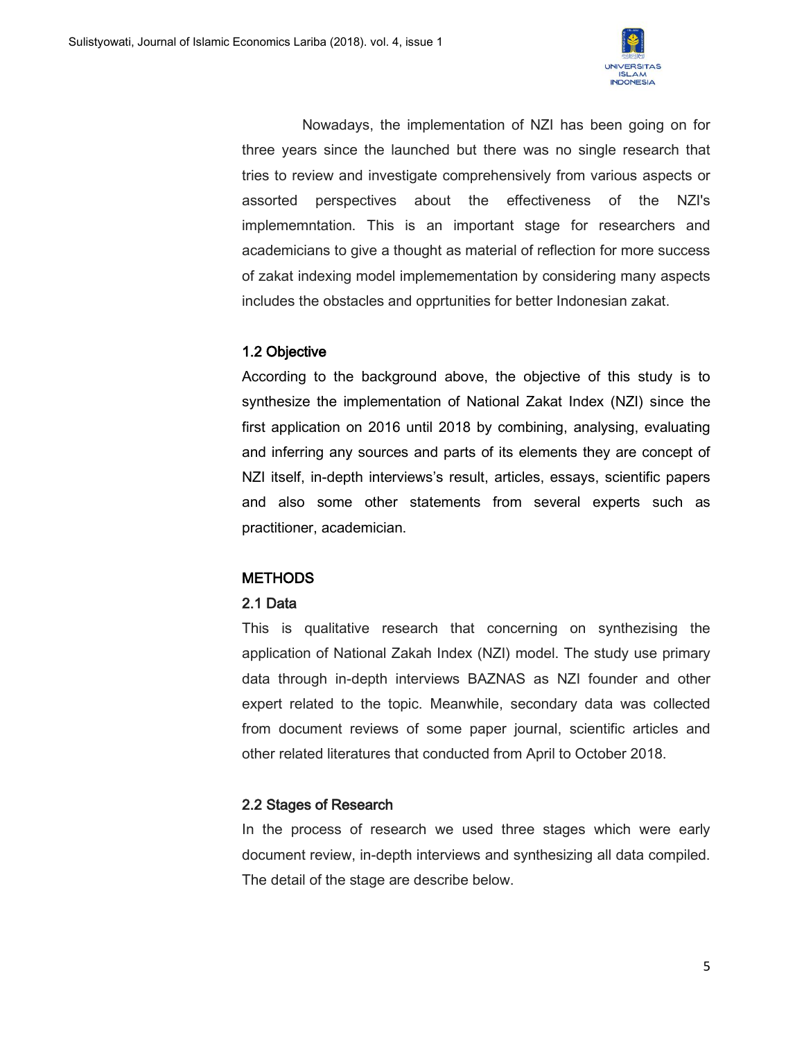Nowadays, the implementation of NZI has been going on for three years since the launched but there was no single research that tries to review and investigate comprehensively from various aspects or assorted perspectives about the effectiveness of the NZI's implememntation. This is an important stage for researchers and academicians to give a thought as material of reflection for more success of zakat indexing model implemementation by considering many aspects includes the obstacles and opprtunities for better Indonesian zakat.

### 1.2 Objective

According to the background above, the objective of this study is to synthesize the implementation of National Zakat Index (NZI) since the first application on 2016 until 2018 by combining, analysing, evaluating and inferring any sources and parts of its elements they are concept of NZI itself, in-depth interviews's result, articles, essays, scientific papers and also some other statements from several experts such as practitioner, academician.

## METHODS

### 2.1 Data

This is qualitative research that concerning on synthezising the application of National Zakah Index (NZI) model. The study use primary data through in-depth interviews BAZNAS as NZI founder and other expert related to the topic. Meanwhile, secondary data was collected from document reviews of some paper journal, scientific articles and other related literatures that conducted from April to October 2018.

### 2.2 Stages of Research

In the process of research we used three stages which were early document review, in-depth interviews and synthesizing all data compiled. The detail of the stage are describe below.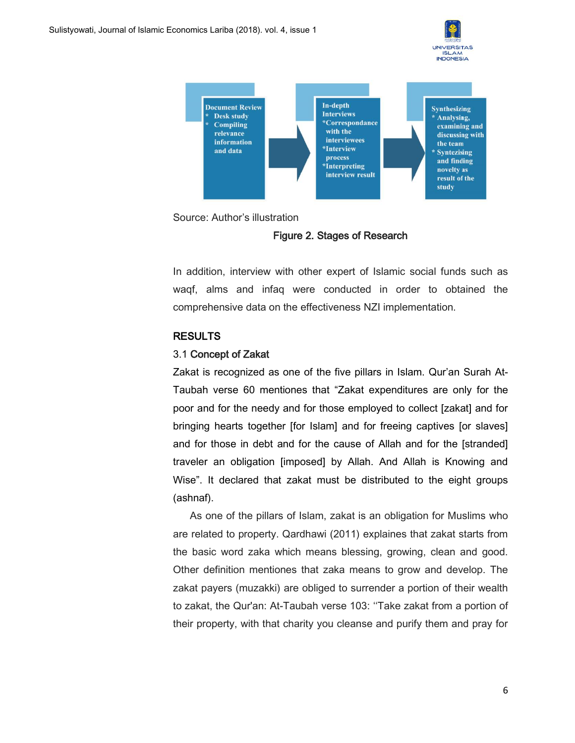Document Review
* Desk study
* Compiling relevance information and data

In-depth Interviews
*Correspondance with the interviewees
*Interview process
*Interpreting interview result

Synthesizing
* Analysing, examining and discussing with the team
* Syntezising and finding novelty as result of the study

Source: Author's illustration

**Figure 2. Stages of Research**

In addition, interview with other expert of Islamic social funds such as waqf, alms and infaq were conducted in order to obtained the comprehensive data on the effectiveness NZI implementation.

## RESULTS

### 3.1 Concept of Zakat

Zakat is recognized as one of the five pillars in Islam. Qur'an Surah At-Taubah verse 60 mentiones that "Zakat expenditures are only for the poor and for the needy and for those employed to collect [zakat] and for bringing hearts together [for Islam] and for freeing captives [or slaves] and for those in debt and for the cause of Allah and for the [stranded] traveler an obligation [imposed] by Allah. And Allah is Knowing and Wise". It declared that zakat must be distributed to the eight groups (ashnaf).

As one of the pillars of Islam, zakat is an obligation for Muslims who are related to property. Qardhawi (2011) explaines that zakat starts from the basic word zaka which means blessing, growing, clean and good. Other definition mentiones that zaka means to grow and develop. The zakat payers (muzakki) are obliged to surrender a portion of their wealth to zakat, the Qur'an: At-Taubah verse 103: "Take zakat from a portion of their property, with that charity you cleanse and purify them and pray for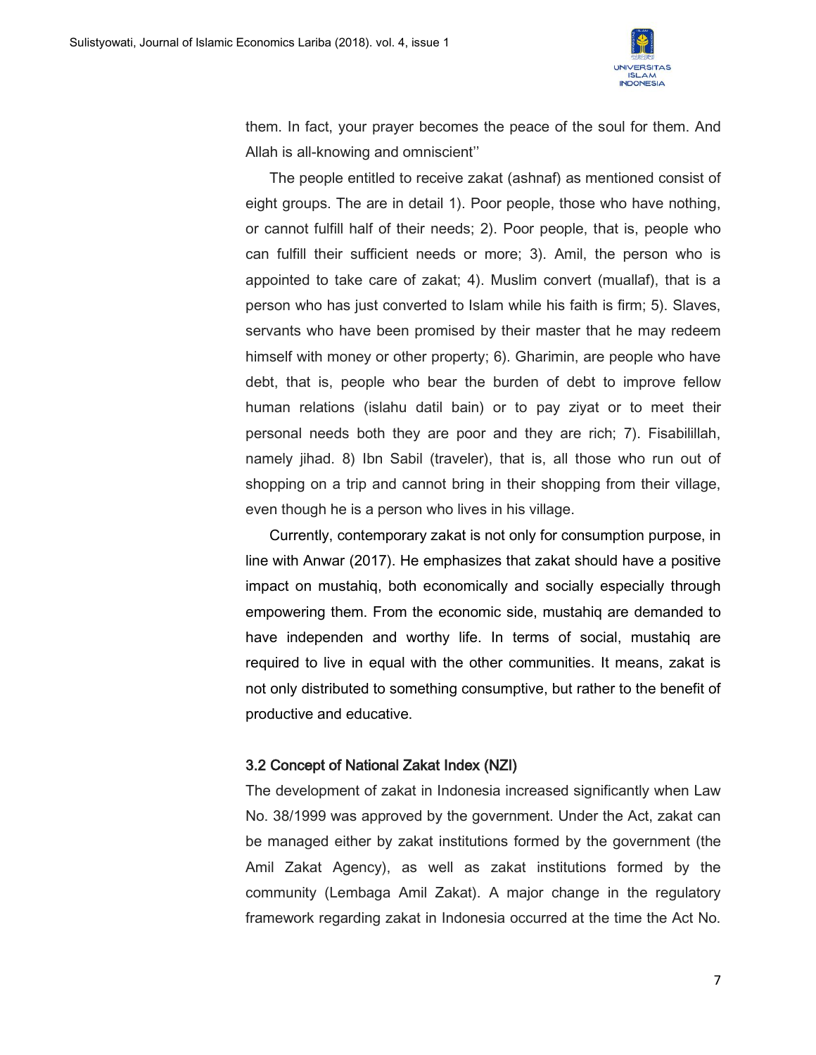them. In fact, your prayer becomes the peace of the soul for them. And Allah is all-knowing and omniscient''

The people entitled to receive zakat (ashnaf) as mentioned consist of eight groups. The are in detail 1). Poor people, those who have nothing, or cannot fulfill half of their needs; 2). Poor people, that is, people who can fulfill their sufficient needs or more; 3). Amil, the person who is appointed to take care of zakat; 4). Muslim convert (muallaf), that is a person who has just converted to Islam while his faith is firm; 5). Slaves, servants who have been promised by their master that he may redeem himself with money or other property; 6). Gharimin, are people who have debt, that is, people who bear the burden of debt to improve fellow human relations (islahu datil bain) or to pay ziyat or to meet their personal needs both they are poor and they are rich; 7). Fisabilillah, namely jihad. 8) Ibn Sabil (traveler), that is, all those who run out of shopping on a trip and cannot bring in their shopping from their village, even though he is a person who lives in his village.

Currently, contemporary zakat is not only for consumption purpose, in line with Anwar (2017). He emphasizes that zakat should have a positive impact on mustahiq, both economically and socially especially through empowering them. From the economic side, mustahiq are demanded to have independen and worthy life. In terms of social, mustahiq are required to live in equal with the other communities. It means, zakat is not only distributed to something consumptive, but rather to the benefit of productive and educative.

### 3.2 Concept of National Zakat Index (NZI)

The development of zakat in Indonesia increased significantly when Law No. 38/1999 was approved by the government. Under the Act, zakat can be managed either by zakat institutions formed by the government (the Amil Zakat Agency), as well as zakat institutions formed by the community (Lembaga Amil Zakat). A major change in the regulatory framework regarding zakat in Indonesia occurred at the time the Act No.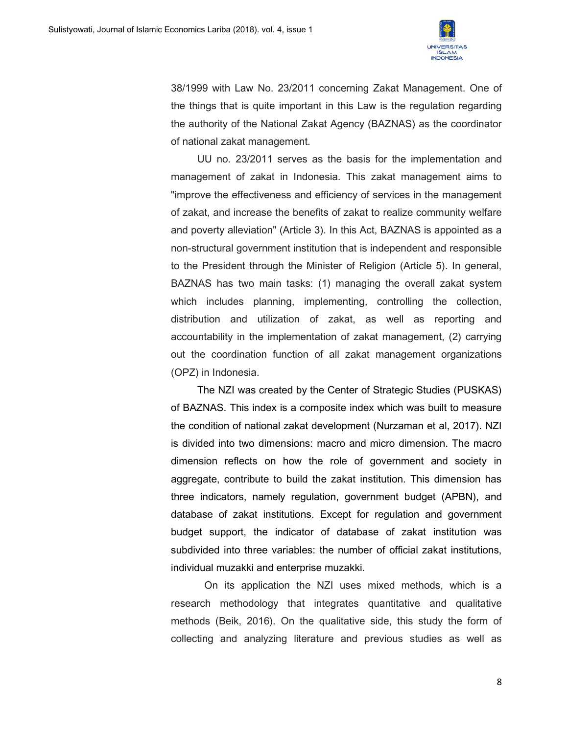38/1999 with Law No. 23/2011 concerning Zakat Management. One of the things that is quite important in this Law is the regulation regarding the authority of the National Zakat Agency (BAZNAS) as the coordinator of national zakat management.

UU no. 23/2011 serves as the basis for the implementation and management of zakat in Indonesia. This zakat management aims to "improve the effectiveness and efficiency of services in the management of zakat, and increase the benefits of zakat to realize community welfare and poverty alleviation" (Article 3). In this Act, BAZNAS is appointed as a non-structural government institution that is independent and responsible to the President through the Minister of Religion (Article 5). In general, BAZNAS has two main tasks: (1) managing the overall zakat system which includes planning, implementing, controlling the collection, distribution and utilization of zakat, as well as reporting and accountability in the implementation of zakat management, (2) carrying out the coordination function of all zakat management organizations (OPZ) in Indonesia.

The NZI was created by the Center of Strategic Studies (PUSKAS) of BAZNAS. This index is a composite index which was built to measure the condition of national zakat development (Nurzaman et al, 2017). NZI is divided into two dimensions: macro and micro dimension. The macro dimension reflects on how the role of government and society in aggregate, contribute to build the zakat institution. This dimension has three indicators, namely regulation, government budget (APBN), and database of zakat institutions. Except for regulation and government budget support, the indicator of database of zakat institution was subdivided into three variables: the number of official zakat institutions, individual muzakki and enterprise muzakki.

On its application the NZI uses mixed methods, which is a research methodology that integrates quantitative and qualitative methods (Beik, 2016). On the qualitative side, this study the form of collecting and analyzing literature and previous studies as well as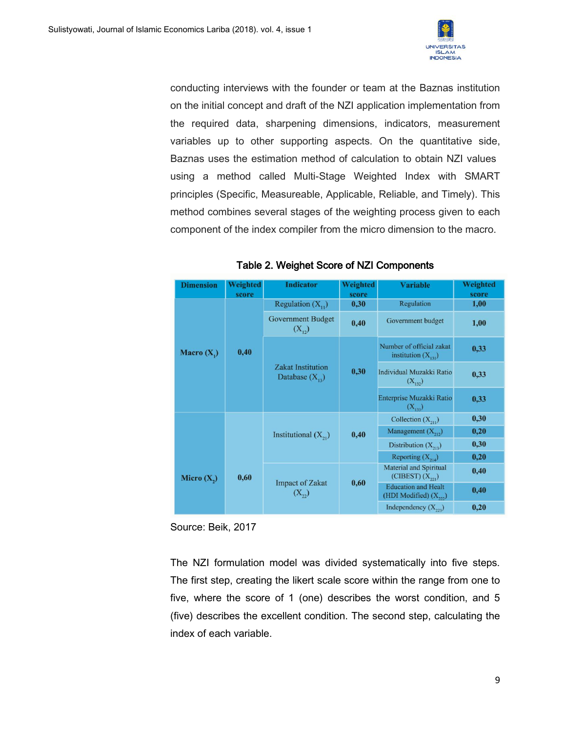conducting interviews with the founder or team at the Baznas institution on the initial concept and draft of the NZI application implementation from the required data, sharpening dimensions, indicators, measurement variables up to other supporting aspects. On the quantitative side, Baznas uses the estimation method of calculation to obtain NZI values using a method called Multi-Stage Weighted Index with SMART principles (Specific, Measureable, Applicable, Reliable, and Timely). This method combines several stages of the weighting process given to each component of the index compiler from the micro dimension to the macro.

**Table 2. Weighet Score of NZI Components**

| Dimension | Weighted score | Indicator | Weighted score | Variable | Weighted score |
|---|---|---|---|---|---|
| Macro ($X_1$) | 0,40 | Regulation ($X_{11}$) | 0,30 | Regulation | 1,00 |
| | | Government Budget ($X_{12}$) | 0,40 | Government budget | 1,00 |
| | | Zakat Institution Database ($X_{13}$) | 0,30 | Number of official zakat institution ($X_{131}$) | 0,33 |
| | | | | Individual Muzakki Ratio ($X_{132}$) | 0,33 |
| | | | | Enterprise Muzakki Ratio ($X_{133}$) | 0,33 |
| Micro ($X_2$) | 0,60 | Institutional ($X_{21}$) | 0,40 | Collection ($X_{211}$) | 0,30 |
| | | | | Management ($X_{212}$) | 0,20 |
| | | | | Distribution ($X_{213}$) | 0,30 |
| | | | | Reporting ($X_{214}$) | 0,20 |
| | | Impact of Zakat ($X_{22}$) | 0,60 | Material and Spiritual (CIBEST) ($X_{221}$) | 0,40 |
| | | | | Education and Healt (HDI Modified) ($X_{222}$) | 0,40 |
| | | | | Independency ($X_{223}$) | 0,20 |

Source: Beik, 2017

The NZI formulation model was divided systematically into five steps. The first step, creating the likert scale score within the range from one to five, where the score of 1 (one) describes the worst condition, and 5 (five) describes the excellent condition. The second step, calculating the index of each variable.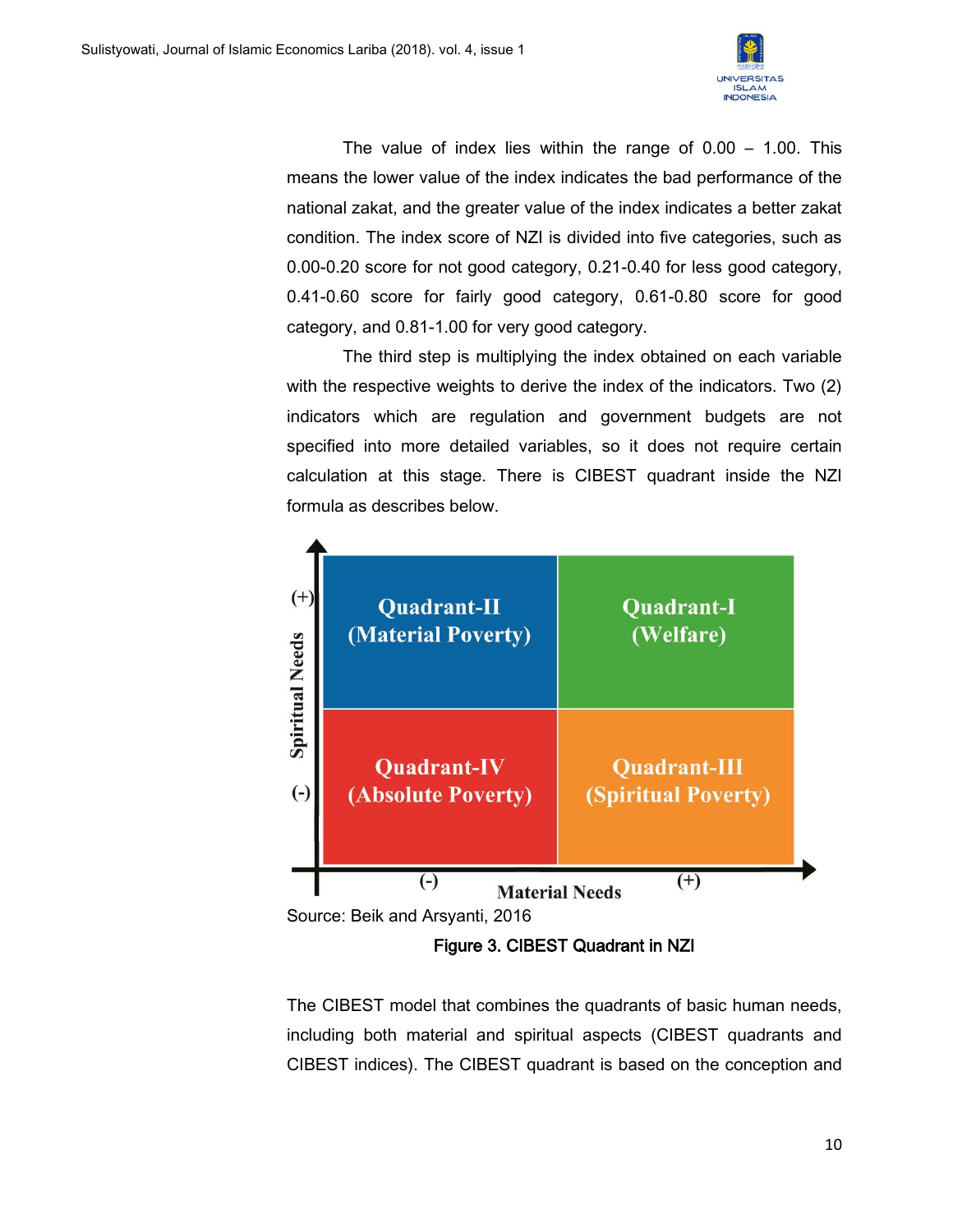The value of index lies within the range of 0.00 – 1.00. This means the lower value of the index indicates the bad performance of the national zakat, and the greater value of the index indicates a better zakat condition. The index score of NZI is divided into five categories, such as 0.00-0.20 score for not good category, 0.21-0.40 for less good category, 0.41-0.60 score for fairly good category, 0.61-0.80 score for good category, and 0.81-1.00 for very good category.

The third step is multiplying the index obtained on each variable with the respective weights to derive the index of the indicators. Two (2) indicators which are regulation and government budgets are not specified into more detailed variables, so it does not require certain calculation at this stage. There is CIBEST quadrant inside the NZI formula as describes below.

Source: Beik and Arsyanti, 2016

**Figure 3. CIBEST Quadrant in NZI**

The CIBEST model that combines the quadrants of basic human needs, including both material and spiritual aspects (CIBEST quadrants and CIBEST indices). The CIBEST quadrant is based on the conception and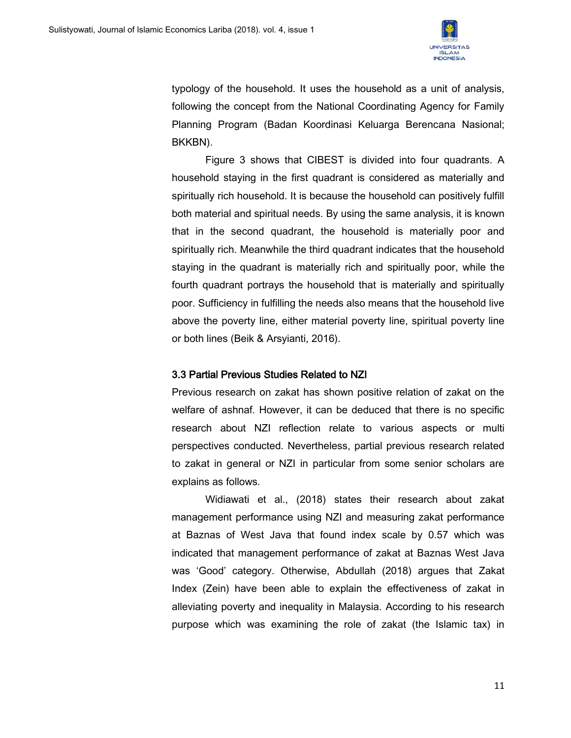typology of the household. It uses the household as a unit of analysis, following the concept from the National Coordinating Agency for Family Planning Program (Badan Koordinasi Keluarga Berencana Nasional; BKKBN).

Figure 3 shows that CIBEST is divided into four quadrants. A household staying in the first quadrant is considered as materially and spiritually rich household. It is because the household can positively fulfill both material and spiritual needs. By using the same analysis, it is known that in the second quadrant, the household is materially poor and spiritually rich. Meanwhile the third quadrant indicates that the household staying in the quadrant is materially rich and spiritually poor, while the fourth quadrant portrays the household that is materially and spiritually poor. Sufficiency in fulfilling the needs also means that the household live above the poverty line, either material poverty line, spiritual poverty line or both lines (Beik & Arsyianti, 2016).

### 3.3 Partial Previous Studies Related to NZI

Previous research on zakat has shown positive relation of zakat on the welfare of ashnaf. However, it can be deduced that there is no specific research about NZI reflection relate to various aspects or multi perspectives conducted. Nevertheless, partial previous research related to zakat in general or NZI in particular from some senior scholars are explains as follows.

Widiawati et al., (2018) states their research about zakat management performance using NZI and measuring zakat performance at Baznas of West Java that found index scale by 0.57 which was indicated that management performance of zakat at Baznas West Java was 'Good' category. Otherwise, Abdullah (2018) argues that Zakat Index (Zein) have been able to explain the effectiveness of zakat in alleviating poverty and inequality in Malaysia. According to his research purpose which was examining the role of zakat (the Islamic tax) in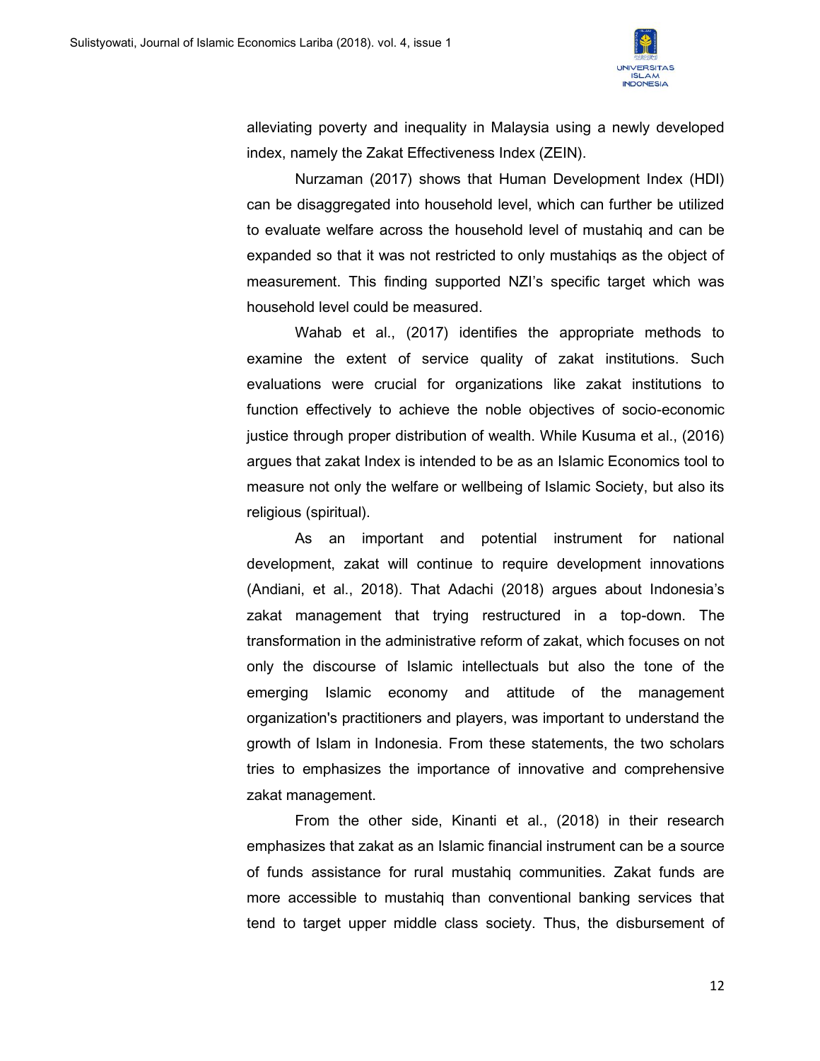alleviating poverty and inequality in Malaysia using a newly developed index, namely the Zakat Effectiveness Index (ZEIN).

Nurzaman (2017) shows that Human Development Index (HDI) can be disaggregated into household level, which can further be utilized to evaluate welfare across the household level of mustahiq and can be expanded so that it was not restricted to only mustahiqs as the object of measurement. This finding supported NZI's specific target which was household level could be measured.

Wahab et al., (2017) identifies the appropriate methods to examine the extent of service quality of zakat institutions. Such evaluations were crucial for organizations like zakat institutions to function effectively to achieve the noble objectives of socio-economic justice through proper distribution of wealth. While Kusuma et al., (2016) argues that zakat Index is intended to be as an Islamic Economics tool to measure not only the welfare or wellbeing of Islamic Society, but also its religious (spiritual).

As an important and potential instrument for national development, zakat will continue to require development innovations (Andiani, et al., 2018). That Adachi (2018) argues about Indonesia's zakat management that trying restructured in a top-down. The transformation in the administrative reform of zakat, which focuses on not only the discourse of Islamic intellectuals but also the tone of the emerging Islamic economy and attitude of the management organization's practitioners and players, was important to understand the growth of Islam in Indonesia. From these statements, the two scholars tries to emphasizes the importance of innovative and comprehensive zakat management.

From the other side, Kinanti et al., (2018) in their research emphasizes that zakat as an Islamic financial instrument can be a source of funds assistance for rural mustahiq communities. Zakat funds are more accessible to mustahiq than conventional banking services that tend to target upper middle class society. Thus, the disbursement of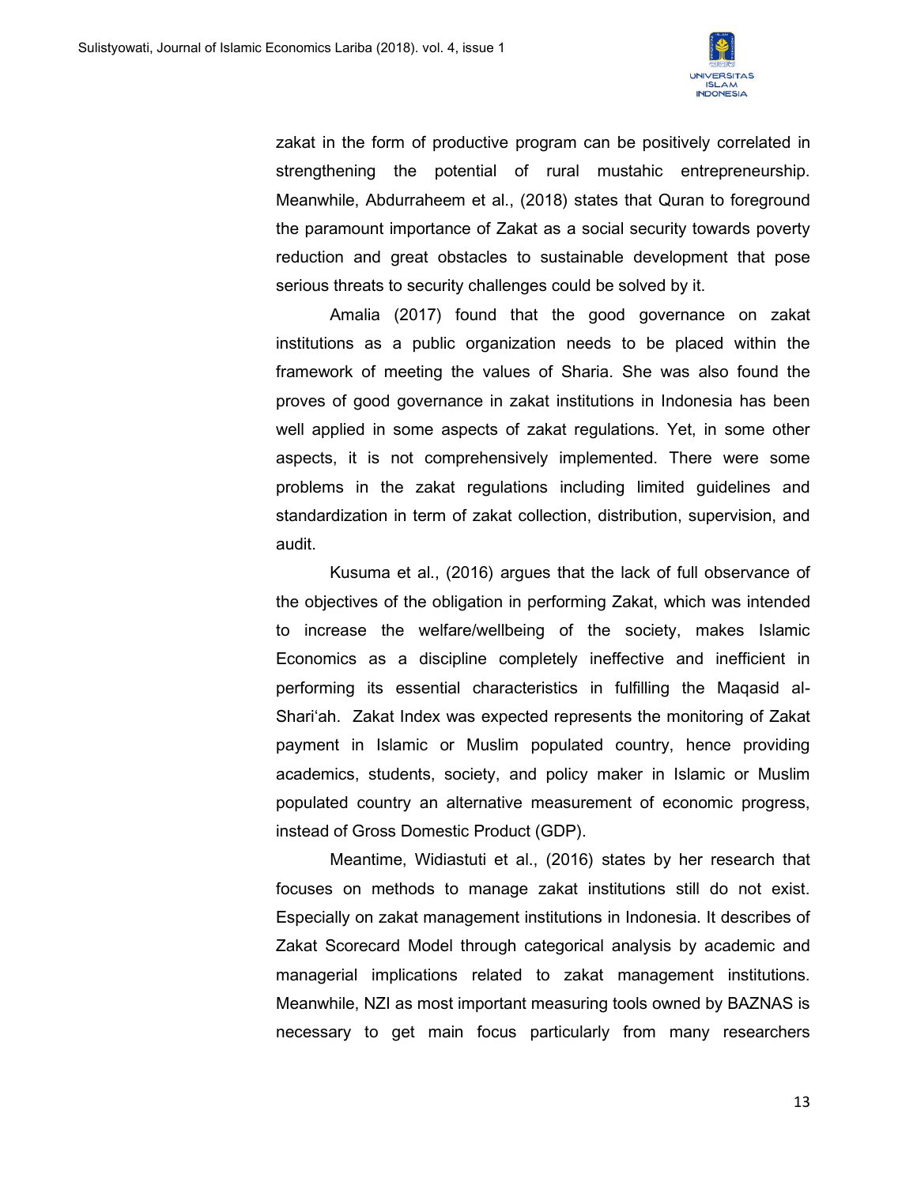zakat in the form of productive program can be positively correlated in strengthening the potential of rural mustahic entrepreneurship. Meanwhile, Abdurraheem et al., (2018) states that Quran to foreground the paramount importance of Zakat as a social security towards poverty reduction and great obstacles to sustainable development that pose serious threats to security challenges could be solved by it.

Amalia (2017) found that the good governance on zakat institutions as a public organization needs to be placed within the framework of meeting the values of Sharia. She was also found the proves of good governance in zakat institutions in Indonesia has been well applied in some aspects of zakat regulations. Yet, in some other aspects, it is not comprehensively implemented. There were some problems in the zakat regulations including limited guidelines and standardization in term of zakat collection, distribution, supervision, and audit.

Kusuma et al., (2016) argues that the lack of full observance of the objectives of the obligation in performing Zakat, which was intended to increase the welfare/wellbeing of the society, makes Islamic Economics as a discipline completely ineffective and inefficient in performing its essential characteristics in fulfilling the Maqasid al-Shari'ah. Zakat Index was expected represents the monitoring of Zakat payment in Islamic or Muslim populated country, hence providing academics, students, society, and policy maker in Islamic or Muslim populated country an alternative measurement of economic progress, instead of Gross Domestic Product (GDP).

Meantime, Widiastuti et al., (2016) states by her research that focuses on methods to manage zakat institutions still do not exist. Especially on zakat management institutions in Indonesia. It describes of Zakat Scorecard Model through categorical analysis by academic and managerial implications related to zakat management institutions. Meanwhile, NZI as most important measuring tools owned by BAZNAS is necessary to get main focus particularly from many researchers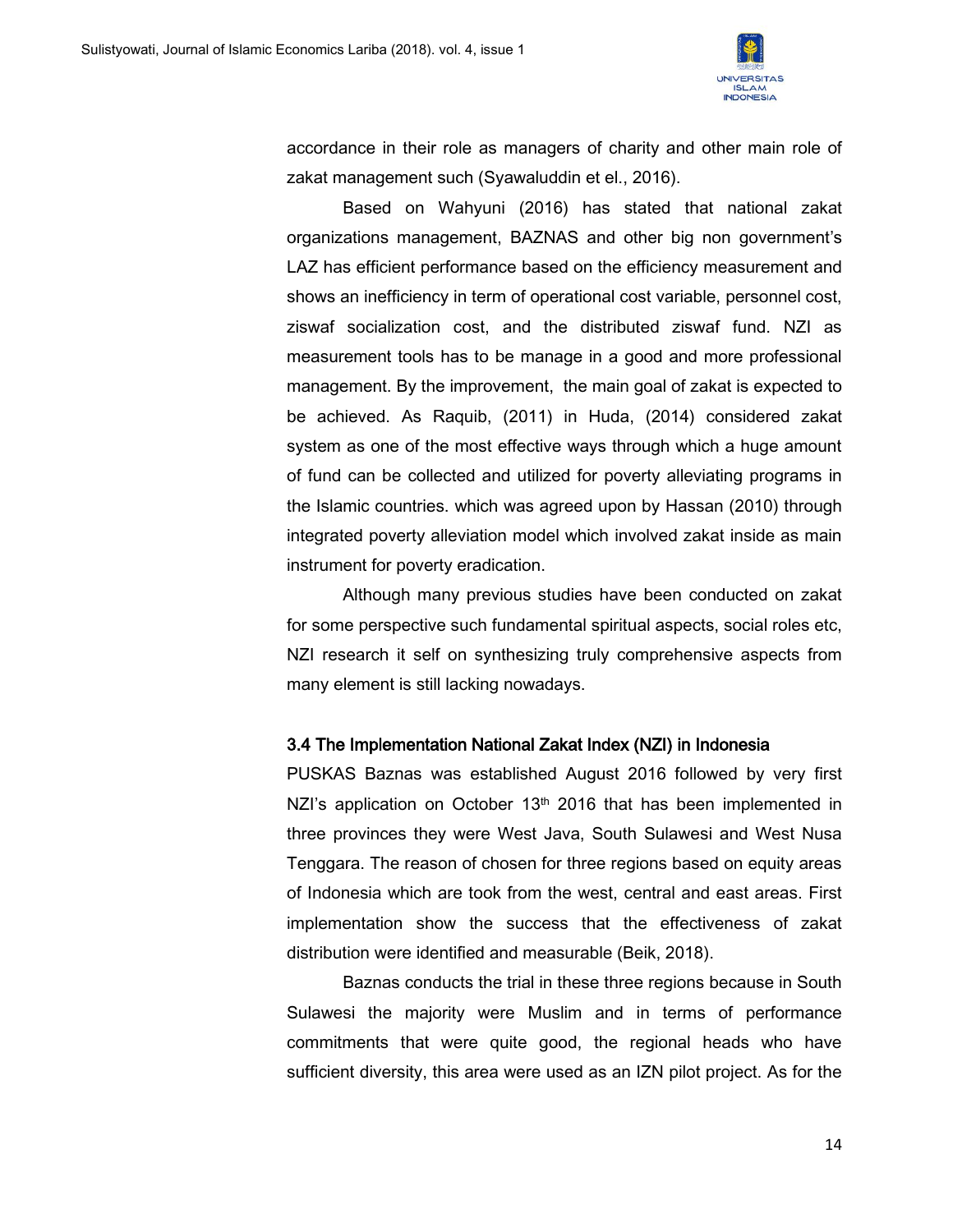accordance in their role as managers of charity and other main role of zakat management such (Syawaluddin et el., 2016).

Based on Wahyuni (2016) has stated that national zakat organizations management, BAZNAS and other big non government's LAZ has efficient performance based on the efficiency measurement and shows an inefficiency in term of operational cost variable, personnel cost, ziswaf socialization cost, and the distributed ziswaf fund. NZI as measurement tools has to be manage in a good and more professional management. By the improvement, the main goal of zakat is expected to be achieved. As Raquib, (2011) in Huda, (2014) considered zakat system as one of the most effective ways through which a huge amount of fund can be collected and utilized for poverty alleviating programs in the Islamic countries. which was agreed upon by Hassan (2010) through integrated poverty alleviation model which involved zakat inside as main instrument for poverty eradication.

Although many previous studies have been conducted on zakat for some perspective such fundamental spiritual aspects, social roles etc, NZI research it self on synthesizing truly comprehensive aspects from many element is still lacking nowadays.

### 3.4 The Implementation National Zakat Index (NZI) in Indonesia

PUSKAS Baznas was established August 2016 followed by very first NZI's application on October 13th 2016 that has been implemented in three provinces they were West Java, South Sulawesi and West Nusa Tenggara. The reason of chosen for three regions based on equity areas of Indonesia which are took from the west, central and east areas. First implementation show the success that the effectiveness of zakat distribution were identified and measurable (Beik, 2018).

Baznas conducts the trial in these three regions because in South Sulawesi the majority were Muslim and in terms of performance commitments that were quite good, the regional heads who have sufficient diversity, this area were used as an IZN pilot project. As for the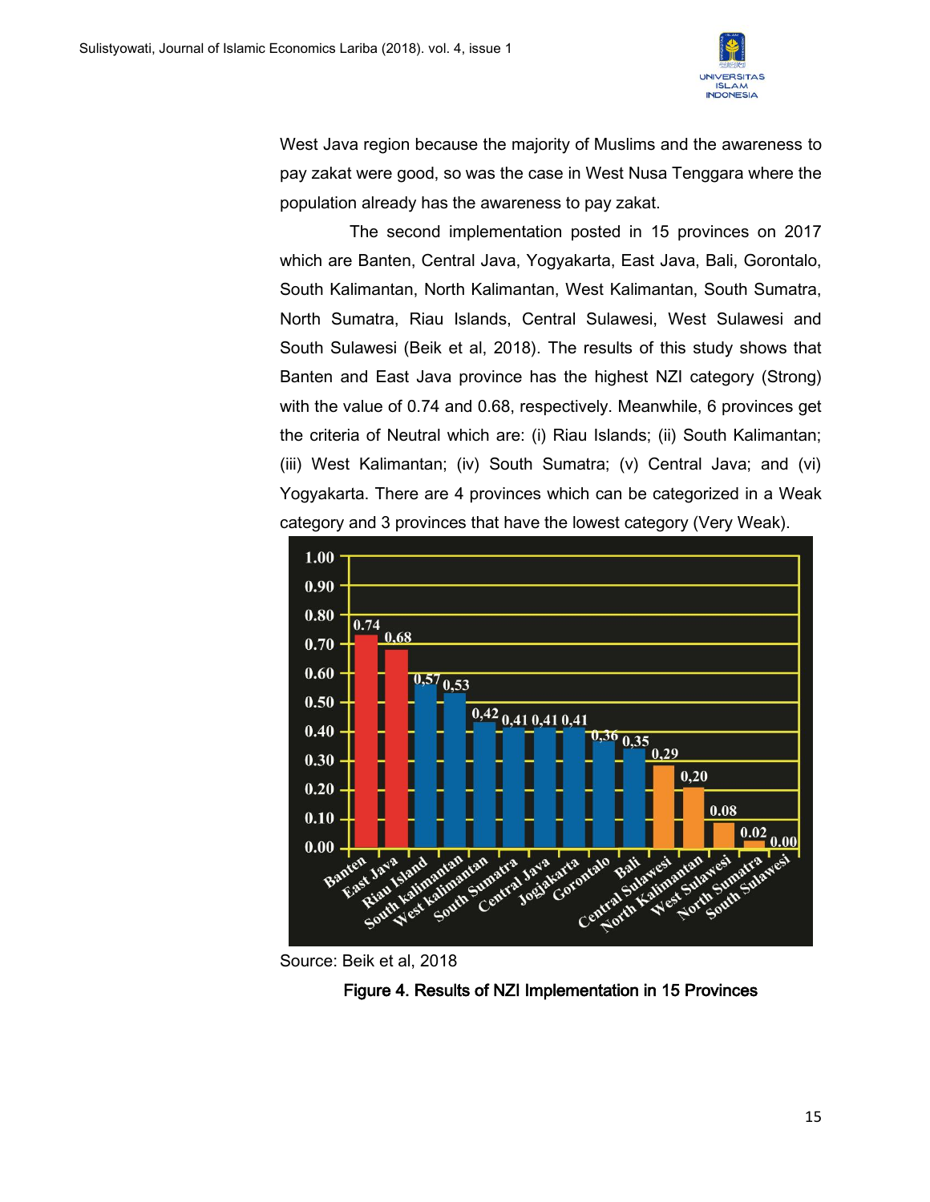West Java region because the majority of Muslims and the awareness to pay zakat were good, so was the case in West Nusa Tenggara where the population already has the awareness to pay zakat.

The second implementation posted in 15 provinces on 2017 which are Banten, Central Java, Yogyakarta, East Java, Bali, Gorontalo, South Kalimantan, North Kalimantan, West Kalimantan, South Sumatra, North Sumatra, Riau Islands, Central Sulawesi, West Sulawesi and South Sulawesi (Beik et al, 2018). The results of this study shows that Banten and East Java province has the highest NZI category (Strong) with the value of 0.74 and 0.68, respectively. Meanwhile, 6 provinces get the criteria of Neutral which are: (i) Riau Islands; (ii) South Kalimantan; (iii) West Kalimantan; (iv) South Sumatra; (v) Central Java; and (vi) Yogyakarta. There are 4 provinces which can be categorized in a Weak category and 3 provinces that have the lowest category (Very Weak).

| Province | NZI |
|---|---|
| Banten | 0.74 |
| East Java | 0.68 |
| Riau Island | 0,57 |
| South kalimantan | 0,53 |
| West kalimantan | 0,42 |
| South Sumatra | 0,41 |
| Central Java | 0,41 |
| Jogjakarta | 0,41 |
| Gorontalo | 0,36 |
| Bali | 0,35 |
| Central Sulawesi | 0,29 |
| North Kalimantan | 0,20 |
| West Sulawesi | 0.08 |
| North Sumatra | 0.02 |
| South Sulawesi | 0.00 |

Source: Beik et al, 2018

**Figure 4. Results of NZI Implementation in 15 Provinces**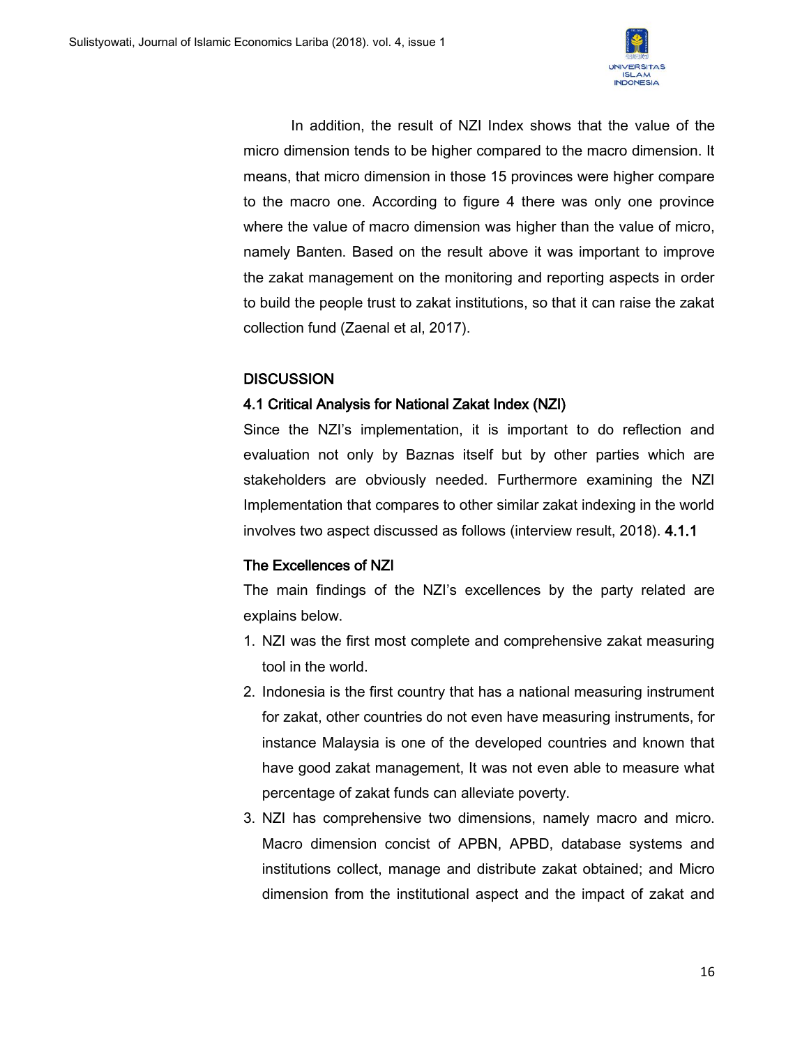In addition, the result of NZI Index shows that the value of the micro dimension tends to be higher compared to the macro dimension. It means, that micro dimension in those 15 provinces were higher compare to the macro one. According to figure 4 there was only one province where the value of macro dimension was higher than the value of micro, namely Banten. Based on the result above it was important to improve the zakat management on the monitoring and reporting aspects in order to build the people trust to zakat institutions, so that it can raise the zakat collection fund (Zaenal et al, 2017).

## DISCUSSION

### 4.1 Critical Analysis for National Zakat Index (NZI)

Since the NZI's implementation, it is important to do reflection and evaluation not only by Baznas itself but by other parties which are stakeholders are obviously needed. Furthermore examining the NZI Implementation that compares to other similar zakat indexing in the world involves two aspect discussed as follows (interview result, 2018). **4.1.1**

### The Excellences of NZI

The main findings of the NZI's excellences by the party related are explains below.

1. NZI was the first most complete and comprehensive zakat measuring tool in the world.
2. Indonesia is the first country that has a national measuring instrument for zakat, other countries do not even have measuring instruments, for instance Malaysia is one of the developed countries and known that have good zakat management, It was not even able to measure what percentage of zakat funds can alleviate poverty.
3. NZI has comprehensive two dimensions, namely macro and micro. Macro dimension concist of APBN, APBD, database systems and institutions collect, manage and distribute zakat obtained; and Micro dimension from the institutional aspect and the impact of zakat and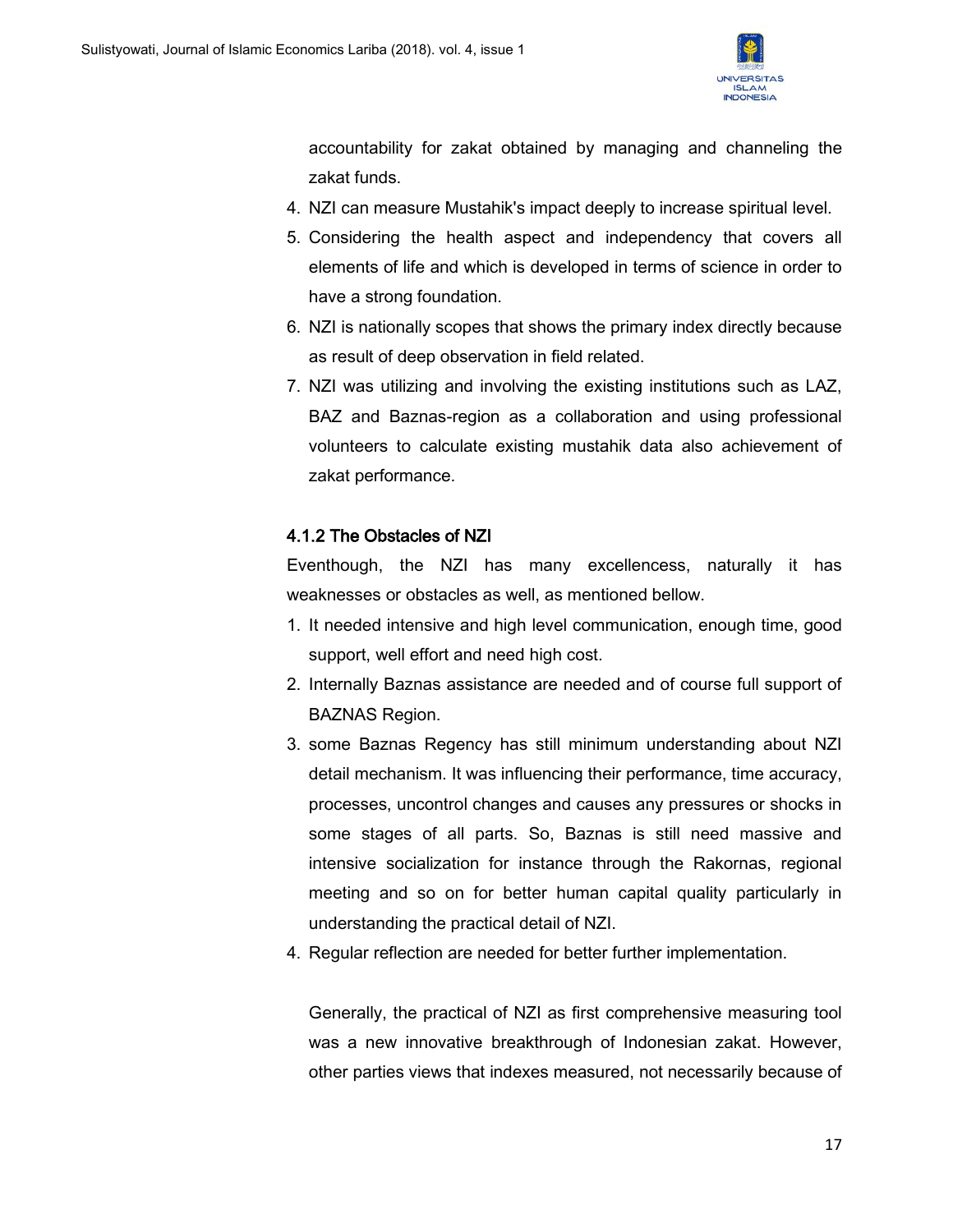accountability for zakat obtained by managing and channeling the zakat funds.

4. NZI can measure Mustahik's impact deeply to increase spiritual level.
5. Considering the health aspect and independency that covers all elements of life and which is developed in terms of science in order to have a strong foundation.
6. NZI is nationally scopes that shows the primary index directly because as result of deep observation in field related.
7. NZI was utilizing and involving the existing institutions such as LAZ, BAZ and Baznas-region as a collaboration and using professional volunteers to calculate existing mustahik data also achievement of zakat performance.

#### 4.1.2 The Obstacles of NZI

Eventhough, the NZI has many excellencess, naturally it has weaknesses or obstacles as well, as mentioned bellow.

1. It needed intensive and high level communication, enough time, good support, well effort and need high cost.
2. Internally Baznas assistance are needed and of course full support of BAZNAS Region.
3. some Baznas Regency has still minimum understanding about NZI detail mechanism. It was influencing their performance, time accuracy, processes, uncontrol changes and causes any pressures or shocks in some stages of all parts. So, Baznas is still need massive and intensive socialization for instance through the Rakornas, regional meeting and so on for better human capital quality particularly in understanding the practical detail of NZI.
4. Regular reflection are needed for better further implementation.

Generally, the practical of NZI as first comprehensive measuring tool was a new innovative breakthrough of Indonesian zakat. However, other parties views that indexes measured, not necessarily because of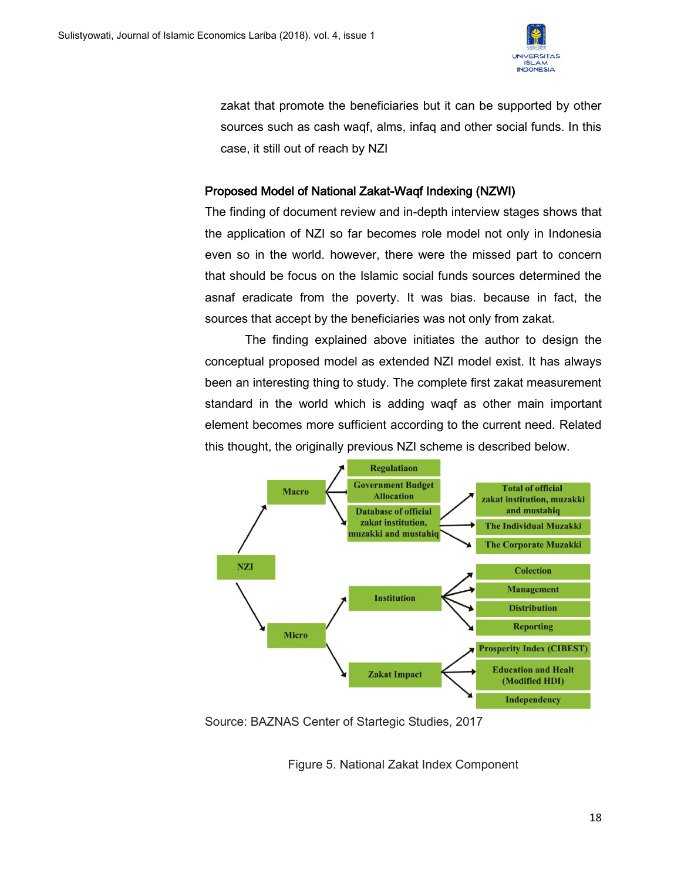zakat that promote the beneficiaries but it can be supported by other sources such as cash waqf, alms, infaq and other social funds. In this case, it still out of reach by NZI

### Proposed Model of National Zakat-Waqf Indexing (NZWI)

The finding of document review and in-depth interview stages shows that the application of NZI so far becomes role model not only in Indonesia even so in the world. however, there were the missed part to concern that should be focus on the Islamic social funds sources determined the asnaf eradicate from the poverty. It was bias. because in fact, the sources that accept by the beneficiaries was not only from zakat.

The finding explained above initiates the author to design the conceptual proposed model as extended NZI model exist. It has always been an interesting thing to study. The complete first zakat measurement standard in the world which is adding waqf as other main important element becomes more sufficient according to the current need. Related this thought, the originally previous NZI scheme is described below.

- NZI
  - Macro
    - Regulatiaon
    - Government Budget Allocation
    - Database of official zakat institution, muzakki and mustahiq
      - Total of official zakat institution, muzakki and mustahiq
      - The Individual Muzakki
      - The Corporate Muzakki
  - Micro
    - Institution
      - Colection
      - Management
      - Distribution
      - Reporting
    - Zakat Impact
      - Prosperity Index (CIBEST)
      - Education and Healt (Modified HDI)
      - Independency

Source: BAZNAS Center of Startegic Studies, 2017

Figure 5. National Zakat Index Component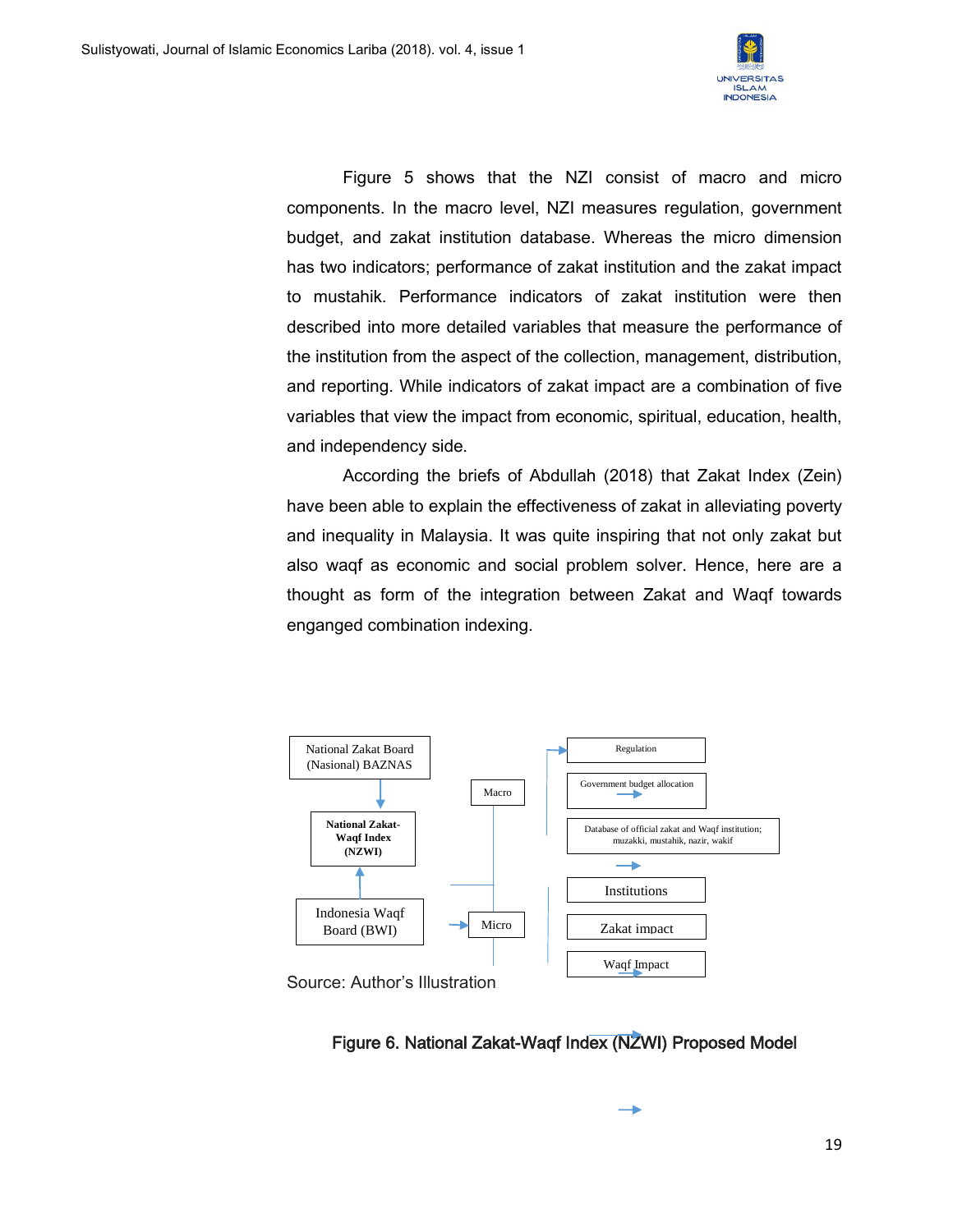Figure 5 shows that the NZI consist of macro and micro components. In the macro level, NZI measures regulation, government budget, and zakat institution database. Whereas the micro dimension has two indicators; performance of zakat institution and the zakat impact to mustahik. Performance indicators of zakat institution were then described into more detailed variables that measure the performance of the institution from the aspect of the collection, management, distribution, and reporting. While indicators of zakat impact are a combination of five variables that view the impact from economic, spiritual, education, health, and independency side.

According the briefs of Abdullah (2018) that Zakat Index (Zein) have been able to explain the effectiveness of zakat in alleviating poverty and inequality in Malaysia. It was quite inspiring that not only zakat but also waqf as economic and social problem solver. Hence, here are a thought as form of the integration between Zakat and Waqf towards enganged combination indexing.

National Zakat Board (Nasional) BAZNAS

National Zakat-Waqf Index (NZWI)

Indonesia Waqf Board (BWI)

Macro

Micro

Regulation

Government budget allocation

Database of official zakat and Waqf institution; muzakki, mustahik, nazir, wakif

Institutions

Zakat impact

Waqf Impact

Source: Author's Illustration

**Figure 6. National Zakat-Waqf Index (NZWI) Proposed Model**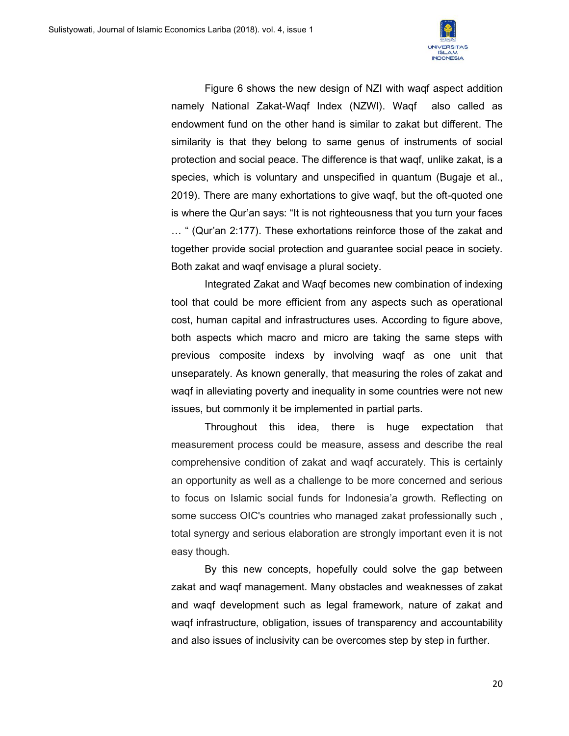Figure 6 shows the new design of NZI with waqf aspect addition namely National Zakat-Waqf Index (NZWI). Waqf also called as endowment fund on the other hand is similar to zakat but different. The similarity is that they belong to same genus of instruments of social protection and social peace. The difference is that waqf, unlike zakat, is a species, which is voluntary and unspecified in quantum (Bugaje et al., 2019). There are many exhortations to give waqf, but the oft-quoted one is where the Qur'an says: "It is not righteousness that you turn your faces … " (Qur'an 2:177). These exhortations reinforce those of the zakat and together provide social protection and guarantee social peace in society. Both zakat and waqf envisage a plural society.

Integrated Zakat and Waqf becomes new combination of indexing tool that could be more efficient from any aspects such as operational cost, human capital and infrastructures uses. According to figure above, both aspects which macro and micro are taking the same steps with previous composite indexs by involving waqf as one unit that unseparately. As known generally, that measuring the roles of zakat and waqf in alleviating poverty and inequality in some countries were not new issues, but commonly it be implemented in partial parts.

Throughout this idea, there is huge expectation that measurement process could be measure, assess and describe the real comprehensive condition of zakat and waqf accurately. This is certainly an opportunity as well as a challenge to be more concerned and serious to focus on Islamic social funds for Indonesia'a growth. Reflecting on some success OIC's countries who managed zakat professionally such , total synergy and serious elaboration are strongly important even it is not easy though.

By this new concepts, hopefully could solve the gap between zakat and waqf management. Many obstacles and weaknesses of zakat and waqf development such as legal framework, nature of zakat and waqf infrastructure, obligation, issues of transparency and accountability and also issues of inclusivity can be overcomes step by step in further.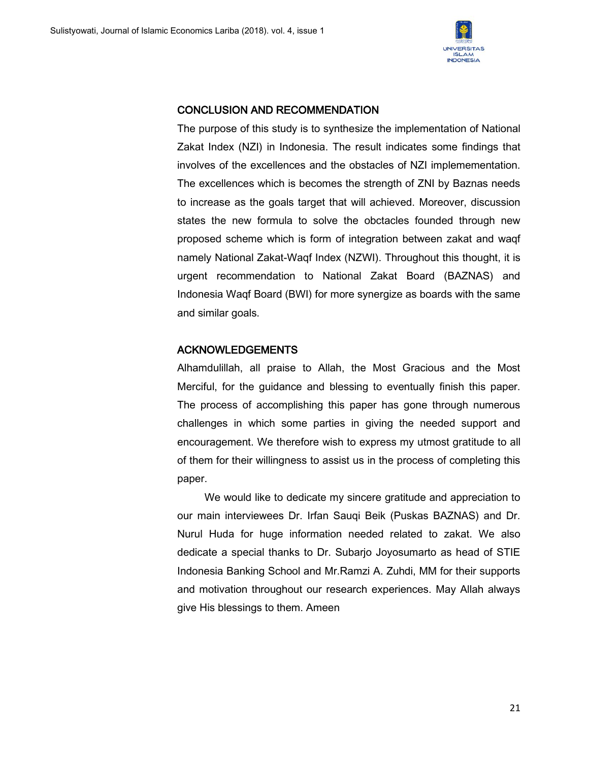## CONCLUSION AND RECOMMENDATION

The purpose of this study is to synthesize the implementation of National Zakat Index (NZI) in Indonesia. The result indicates some findings that involves of the excellences and the obstacles of NZI implemementation. The excellences which is becomes the strength of ZNI by Baznas needs to increase as the goals target that will achieved. Moreover, discussion states the new formula to solve the obctacles founded through new proposed scheme which is form of integration between zakat and waqf namely National Zakat-Waqf Index (NZWI). Throughout this thought, it is urgent recommendation to National Zakat Board (BAZNAS) and Indonesia Waqf Board (BWI) for more synergize as boards with the same and similar goals.

## ACKNOWLEDGEMENTS

Alhamdulillah, all praise to Allah, the Most Gracious and the Most Merciful, for the guidance and blessing to eventually finish this paper. The process of accomplishing this paper has gone through numerous challenges in which some parties in giving the needed support and encouragement. We therefore wish to express my utmost gratitude to all of them for their willingness to assist us in the process of completing this paper.

We would like to dedicate my sincere gratitude and appreciation to our main interviewees Dr. Irfan Sauqi Beik (Puskas BAZNAS) and Dr. Nurul Huda for huge information needed related to zakat. We also dedicate a special thanks to Dr. Subarjo Joyosumarto as head of STIE Indonesia Banking School and Mr.Ramzi A. Zuhdi, MM for their supports and motivation throughout our research experiences. May Allah always give His blessings to them. Ameen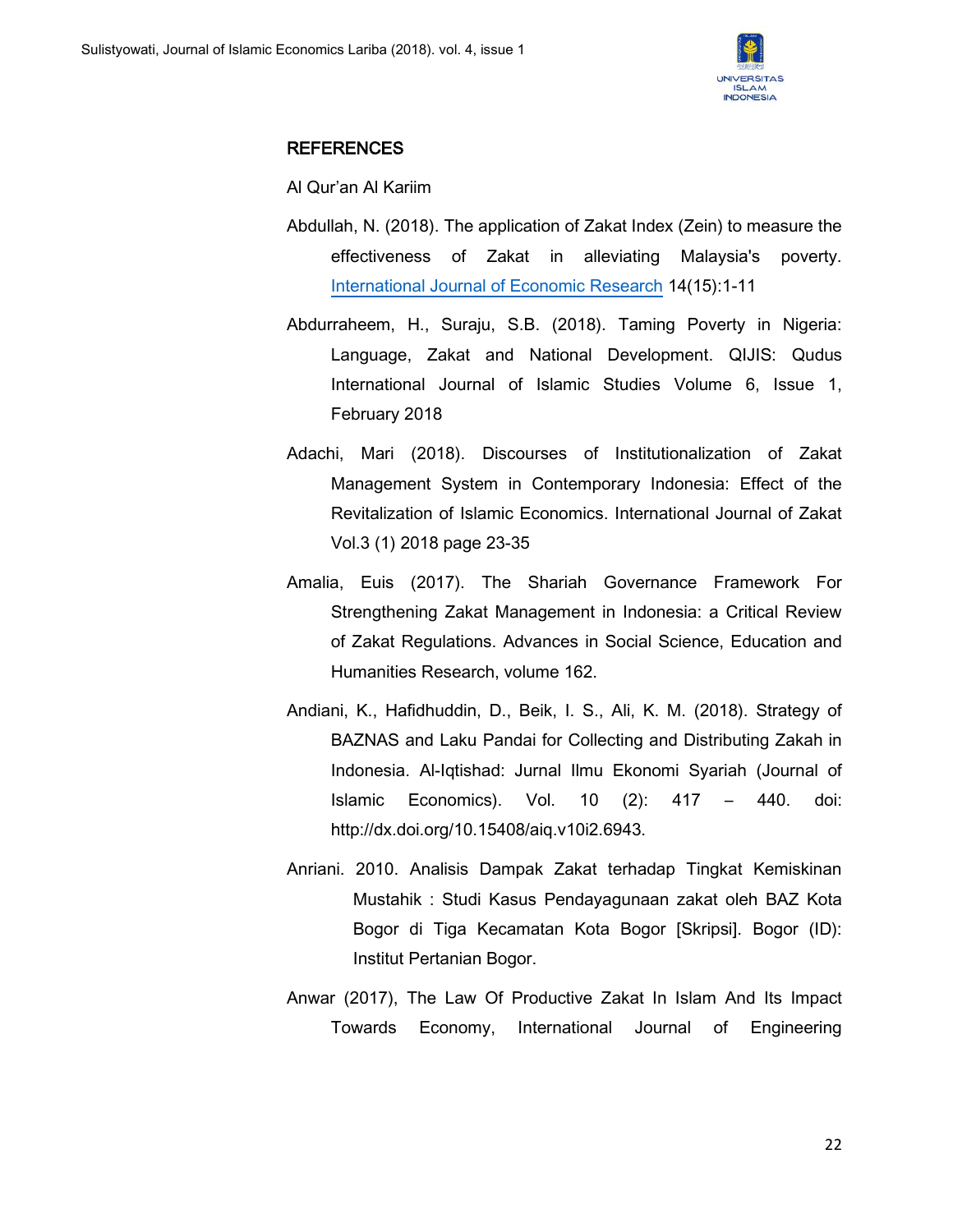## REFERENCES

Al Qur'an Al Kariim

Abdullah, N. (2018). The application of Zakat Index (Zein) to measure the effectiveness of Zakat in alleviating Malaysia's poverty. International Journal of Economic Research 14(15):1-11

Abdurraheem, H., Suraju, S.B. (2018). Taming Poverty in Nigeria: Language, Zakat and National Development. QIJIS: Qudus International Journal of Islamic Studies Volume 6, Issue 1, February 2018

Adachi, Mari (2018). Discourses of Institutionalization of Zakat Management System in Contemporary Indonesia: Effect of the Revitalization of Islamic Economics. International Journal of Zakat Vol.3 (1) 2018 page 23-35

Amalia, Euis (2017). The Shariah Governance Framework For Strengthening Zakat Management in Indonesia: a Critical Review of Zakat Regulations. Advances in Social Science, Education and Humanities Research, volume 162.

Andiani, K., Hafidhuddin, D., Beik, I. S., Ali, K. M. (2018). Strategy of BAZNAS and Laku Pandai for Collecting and Distributing Zakah in Indonesia. Al-Iqtishad: Jurnal Ilmu Ekonomi Syariah (Journal of Islamic Economics). Vol. 10 (2): 417 – 440. doi: http://dx.doi.org/10.15408/aiq.v10i2.6943.

Anriani. 2010. Analisis Dampak Zakat terhadap Tingkat Kemiskinan Mustahik : Studi Kasus Pendayagunaan zakat oleh BAZ Kota Bogor di Tiga Kecamatan Kota Bogor [Skripsi]. Bogor (ID): Institut Pertanian Bogor.

Anwar (2017), The Law Of Productive Zakat In Islam And Its Impact Towards Economy, International Journal of Engineering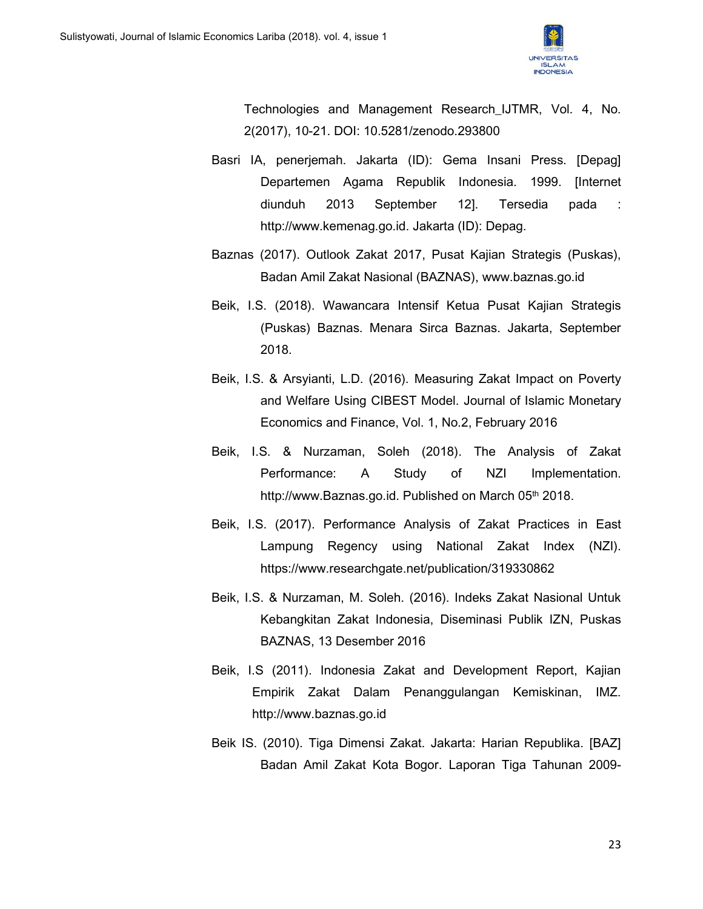Technologies and Management Research_IJTMR, Vol. 4, No. 2(2017), 10-21. DOI: 10.5281/zenodo.293800

Basri IA, penerjemah. Jakarta (ID): Gema Insani Press. [Depag] Departemen Agama Republik Indonesia. 1999. [Internet diunduh 2013 September 12]. Tersedia pada : http://www.kemenag.go.id. Jakarta (ID): Depag.

Baznas (2017). Outlook Zakat 2017, Pusat Kajian Strategis (Puskas), Badan Amil Zakat Nasional (BAZNAS), www.baznas.go.id

Beik, I.S. (2018). Wawancara Intensif Ketua Pusat Kajian Strategis (Puskas) Baznas. Menara Sirca Baznas. Jakarta, September 2018.

Beik, I.S. & Arsyianti, L.D. (2016). Measuring Zakat Impact on Poverty and Welfare Using CIBEST Model. Journal of Islamic Monetary Economics and Finance, Vol. 1, No.2, February 2016

Beik, I.S. & Nurzaman, Soleh (2018). The Analysis of Zakat Performance: A Study of NZI Implementation. http://www.Baznas.go.id. Published on March 05th 2018.

Beik, I.S. (2017). Performance Analysis of Zakat Practices in East Lampung Regency using National Zakat Index (NZI). https://www.researchgate.net/publication/319330862

Beik, I.S. & Nurzaman, M. Soleh. (2016). Indeks Zakat Nasional Untuk Kebangkitan Zakat Indonesia, Diseminasi Publik IZN, Puskas BAZNAS, 13 Desember 2016

Beik, I.S (2011). Indonesia Zakat and Development Report, Kajian Empirik Zakat Dalam Penanggulangan Kemiskinan, IMZ. http://www.baznas.go.id

Beik IS. (2010). Tiga Dimensi Zakat. Jakarta: Harian Republika. [BAZ] Badan Amil Zakat Kota Bogor. Laporan Tiga Tahunan 2009-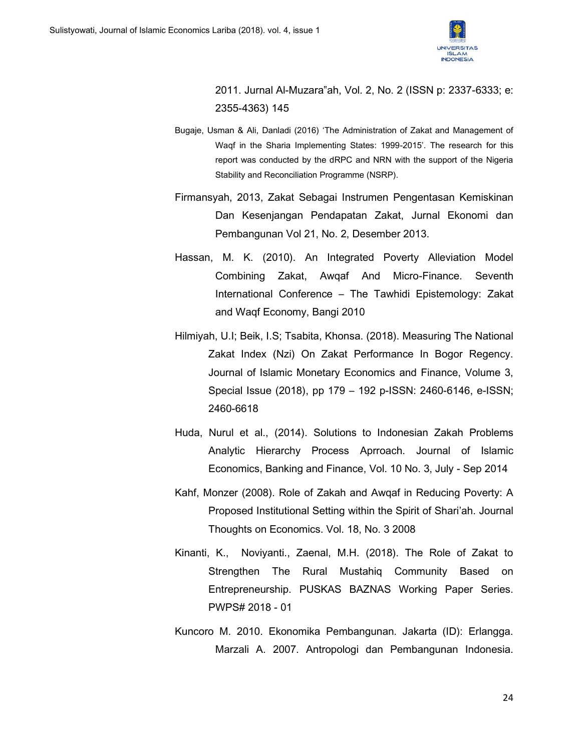2011. Jurnal Al-Muzara"ah, Vol. 2, No. 2 (ISSN p: 2337-6333; e: 2355-4363) 145

Bugaje, Usman & Ali, Danladi (2016) 'The Administration of Zakat and Management of Waqf in the Sharia Implementing States: 1999-2015'. The research for this report was conducted by the dRPC and NRN with the support of the Nigeria Stability and Reconciliation Programme (NSRP).

Firmansyah, 2013, Zakat Sebagai Instrumen Pengentasan Kemiskinan Dan Kesenjangan Pendapatan Zakat, Jurnal Ekonomi dan Pembangunan Vol 21, No. 2, Desember 2013.

Hassan, M. K. (2010). An Integrated Poverty Alleviation Model Combining Zakat, Awqaf And Micro-Finance. Seventh International Conference – The Tawhidi Epistemology: Zakat and Waqf Economy, Bangi 2010

Hilmiyah, U.I; Beik, I.S; Tsabita, Khonsa. (2018). Measuring The National Zakat Index (Nzi) On Zakat Performance In Bogor Regency. Journal of Islamic Monetary Economics and Finance, Volume 3, Special Issue (2018), pp 179 – 192 p-ISSN: 2460-6146, e-ISSN; 2460-6618

Huda, Nurul et al., (2014). Solutions to Indonesian Zakah Problems Analytic Hierarchy Process Aprroach. Journal of Islamic Economics, Banking and Finance, Vol. 10 No. 3, July - Sep 2014

Kahf, Monzer (2008). Role of Zakah and Awqaf in Reducing Poverty: A Proposed Institutional Setting within the Spirit of Shari'ah. Journal Thoughts on Economics. Vol. 18, No. 3 2008

Kinanti, K., Noviyanti., Zaenal, M.H. (2018). The Role of Zakat to Strengthen The Rural Mustahiq Community Based on Entrepreneurship. PUSKAS BAZNAS Working Paper Series. PWPS# 2018 - 01

Kuncoro M. 2010. Ekonomika Pembangunan. Jakarta (ID): Erlangga. Marzali A. 2007. Antropologi dan Pembangunan Indonesia.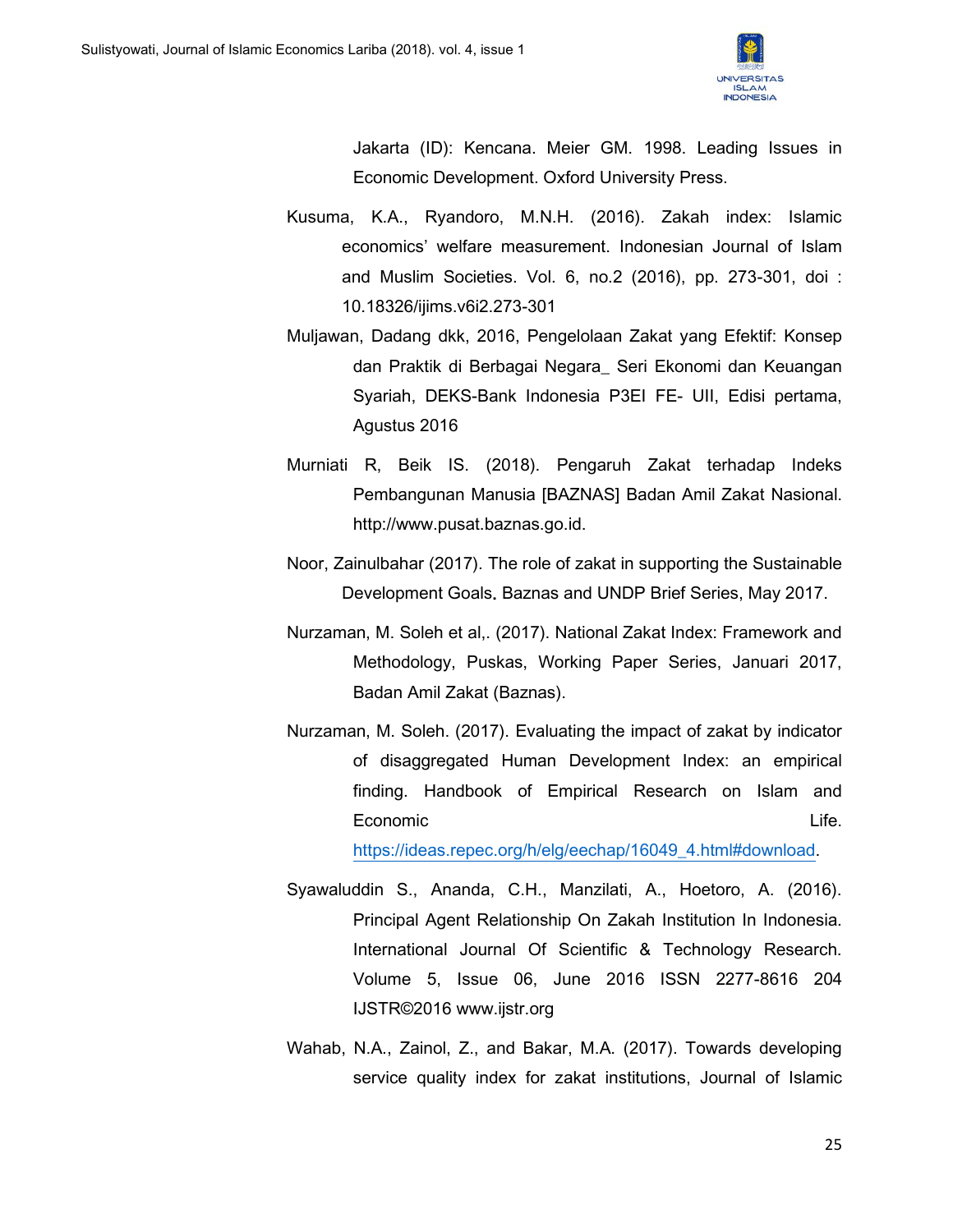Jakarta (ID): Kencana. Meier GM. 1998. Leading Issues in Economic Development. Oxford University Press.

Kusuma, K.A., Ryandoro, M.N.H. (2016). Zakah index: Islamic economics' welfare measurement. Indonesian Journal of Islam and Muslim Societies. Vol. 6, no.2 (2016), pp. 273-301, doi : 10.18326/ijims.v6i2.273-301

Muljawan, Dadang dkk, 2016, Pengelolaan Zakat yang Efektif: Konsep dan Praktik di Berbagai Negara_ Seri Ekonomi dan Keuangan Syariah, DEKS-Bank Indonesia P3EI FE- UII, Edisi pertama, Agustus 2016

Murniati R, Beik IS. (2018). Pengaruh Zakat terhadap Indeks Pembangunan Manusia [BAZNAS] Badan Amil Zakat Nasional. http://www.pusat.baznas.go.id.

Noor, Zainulbahar (2017). The role of zakat in supporting the Sustainable Development Goals. Baznas and UNDP Brief Series, May 2017.

Nurzaman, M. Soleh et al,. (2017). National Zakat Index: Framework and Methodology, Puskas, Working Paper Series, Januari 2017, Badan Amil Zakat (Baznas).

Nurzaman, M. Soleh. (2017). Evaluating the impact of zakat by indicator of disaggregated Human Development Index: an empirical finding. Handbook of Empirical Research on Islam and Economic Life. https://ideas.repec.org/h/elg/eechap/16049_4.html#download.

Syawaluddin S., Ananda, C.H., Manzilati, A., Hoetoro, A. (2016). Principal Agent Relationship On Zakah Institution In Indonesia. International Journal Of Scientific & Technology Research. Volume 5, Issue 06, June 2016 ISSN 2277-8616 204 IJSTR©2016 www.ijstr.org

Wahab, N.A., Zainol, Z., and Bakar, M.A. (2017). Towards developing service quality index for zakat institutions, Journal of Islamic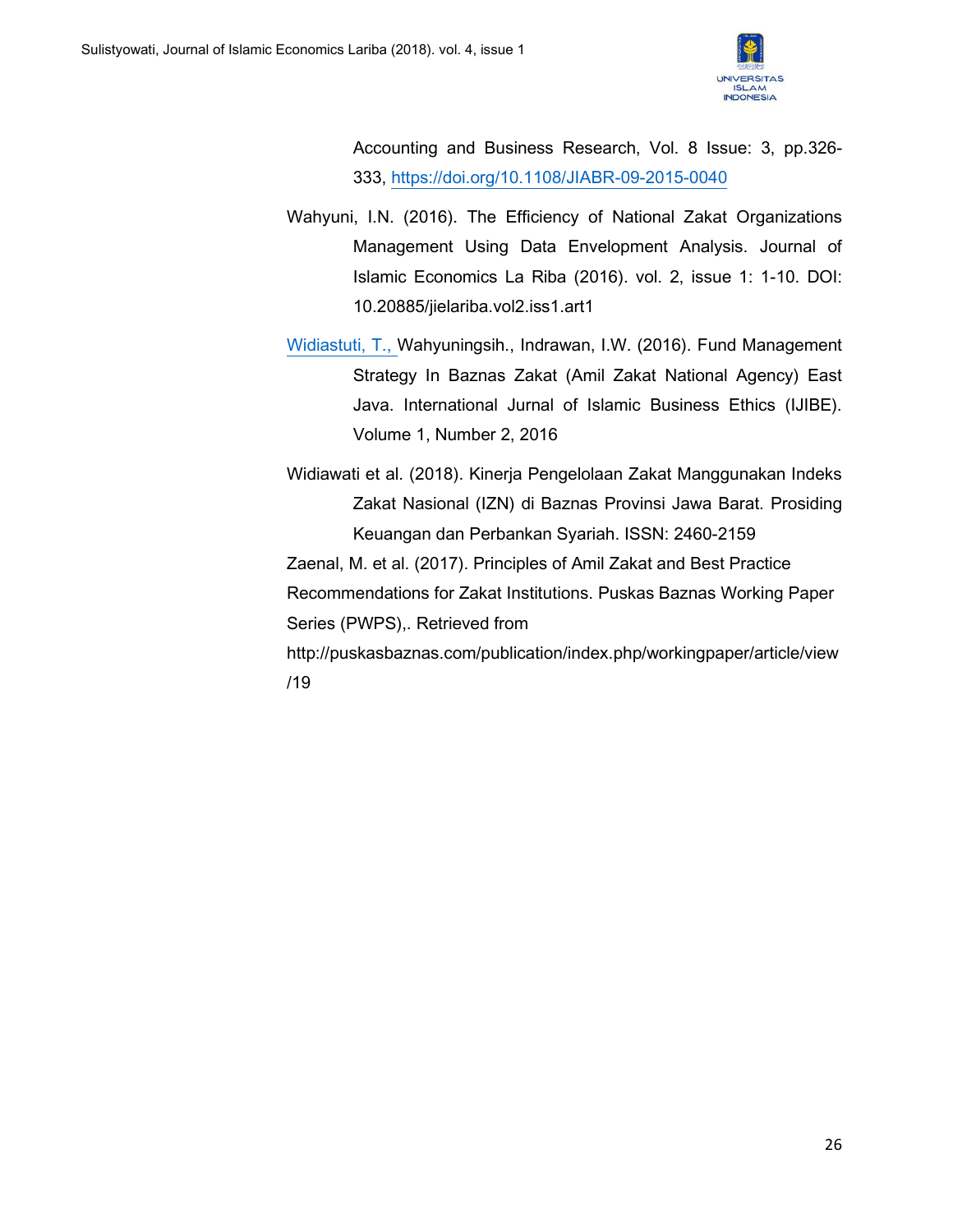Accounting and Business Research, Vol. 8 Issue: 3, pp.326-333, https://doi.org/10.1108/JIABR-09-2015-0040

Wahyuni, I.N. (2016). The Efficiency of National Zakat Organizations Management Using Data Envelopment Analysis. Journal of Islamic Economics La Riba (2016). vol. 2, issue 1: 1-10. DOI: 10.20885/jielariba.vol2.iss1.art1

Widiastuti, T., Wahyuningsih., Indrawan, I.W. (2016). Fund Management Strategy In Baznas Zakat (Amil Zakat National Agency) East Java. International Jurnal of Islamic Business Ethics (IJIBE). Volume 1, Number 2, 2016

Widiawati et al. (2018). Kinerja Pengelolaan Zakat Manggunakan Indeks Zakat Nasional (IZN) di Baznas Provinsi Jawa Barat. Prosiding Keuangan dan Perbankan Syariah. ISSN: 2460-2159

Zaenal, M. et al. (2017). Principles of Amil Zakat and Best Practice Recommendations for Zakat Institutions. Puskas Baznas Working Paper Series (PWPS),. Retrieved from http://puskasbaznas.com/publication/index.php/workingpaper/article/view/19